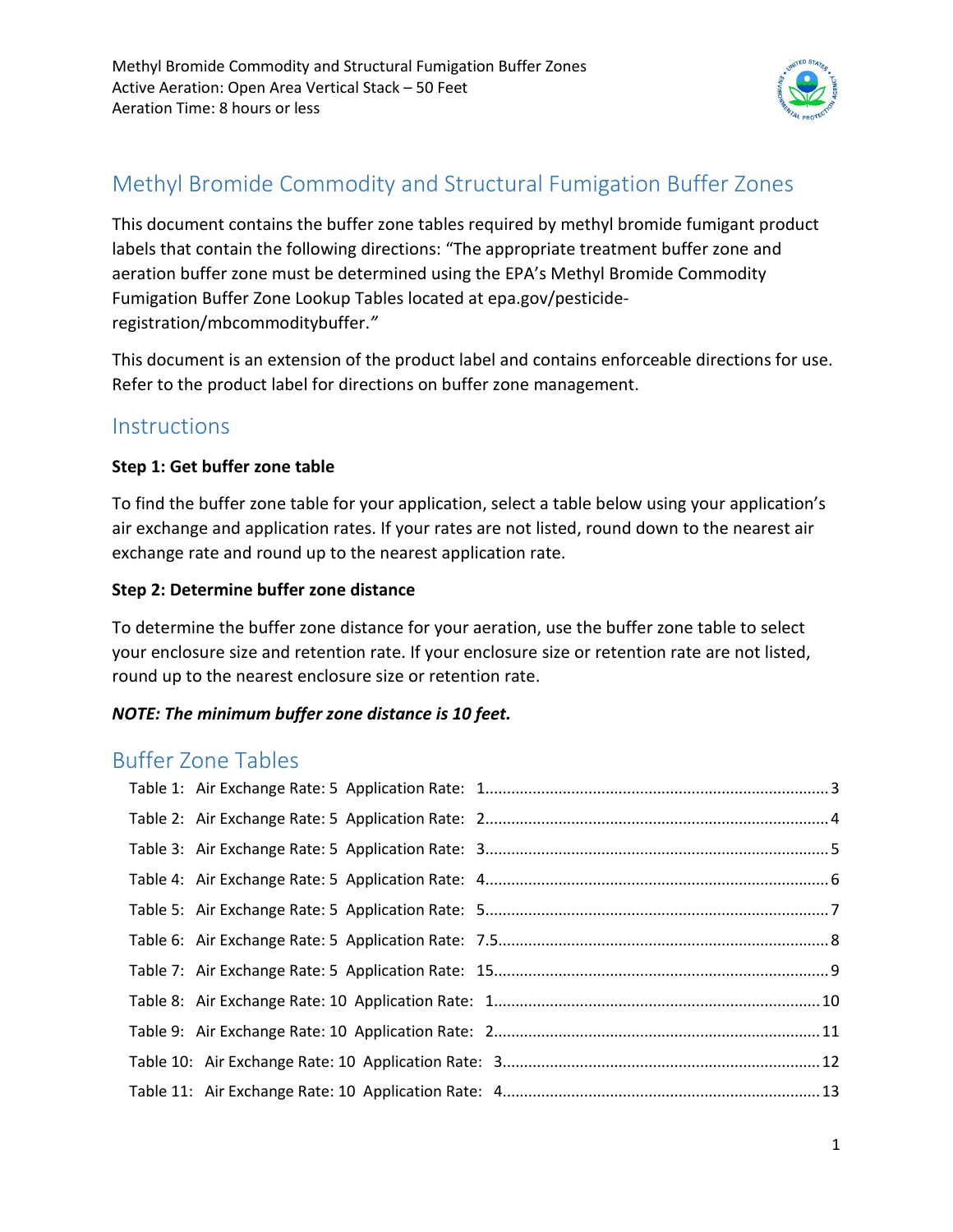# Methyl Bromide Commodity and Structural Fumigation Buffer Zones

This document contains the buffer zone tables required by methyl bromide fumigant product labels that contain the following directions: "The appropriate treatment buffer zone and aeration buffer zone must be determined using the EPA's Methyl Bromide Commodity Fumigation Buffer Zone Lookup Tables located at epa.gov/pesticide-registration/mbcommoditybuffer."

This document is an extension of the product label and contains enforceable directions for use. Refer to the product label for directions on buffer zone management.

## Instructions

**Step 1: Get buffer zone table**

To find the buffer zone table for your application, select a table below using your application's air exchange and application rates. If your rates are not listed, round down to the nearest air exchange rate and round up to the nearest application rate.

**Step 2: Determine buffer zone distance**

To determine the buffer zone distance for your aeration, use the buffer zone table to select your enclosure size and retention rate. If your enclosure size or retention rate are not listed, round up to the nearest enclosure size or retention rate.

***NOTE: The minimum buffer zone distance is 10 feet.***

## Buffer Zone Tables

Table 1: Air Exchange Rate: 5 Application Rate: 1 ........ 3
Table 2: Air Exchange Rate: 5 Application Rate: 2 ........ 4
Table 3: Air Exchange Rate: 5 Application Rate: 3 ........ 5
Table 4: Air Exchange Rate: 5 Application Rate: 4 ........ 6
Table 5: Air Exchange Rate: 5 Application Rate: 5 ........ 7
Table 6: Air Exchange Rate: 5 Application Rate: 7.5 ........ 8
Table 7: Air Exchange Rate: 5 Application Rate: 15 ........ 9
Table 8: Air Exchange Rate: 10 Application Rate: 1 ........ 10
Table 9: Air Exchange Rate: 10 Application Rate: 2 ........ 11
Table 10: Air Exchange Rate: 10 Application Rate: 3 ........ 12
Table 11: Air Exchange Rate: 10 Application Rate: 4 ........ 13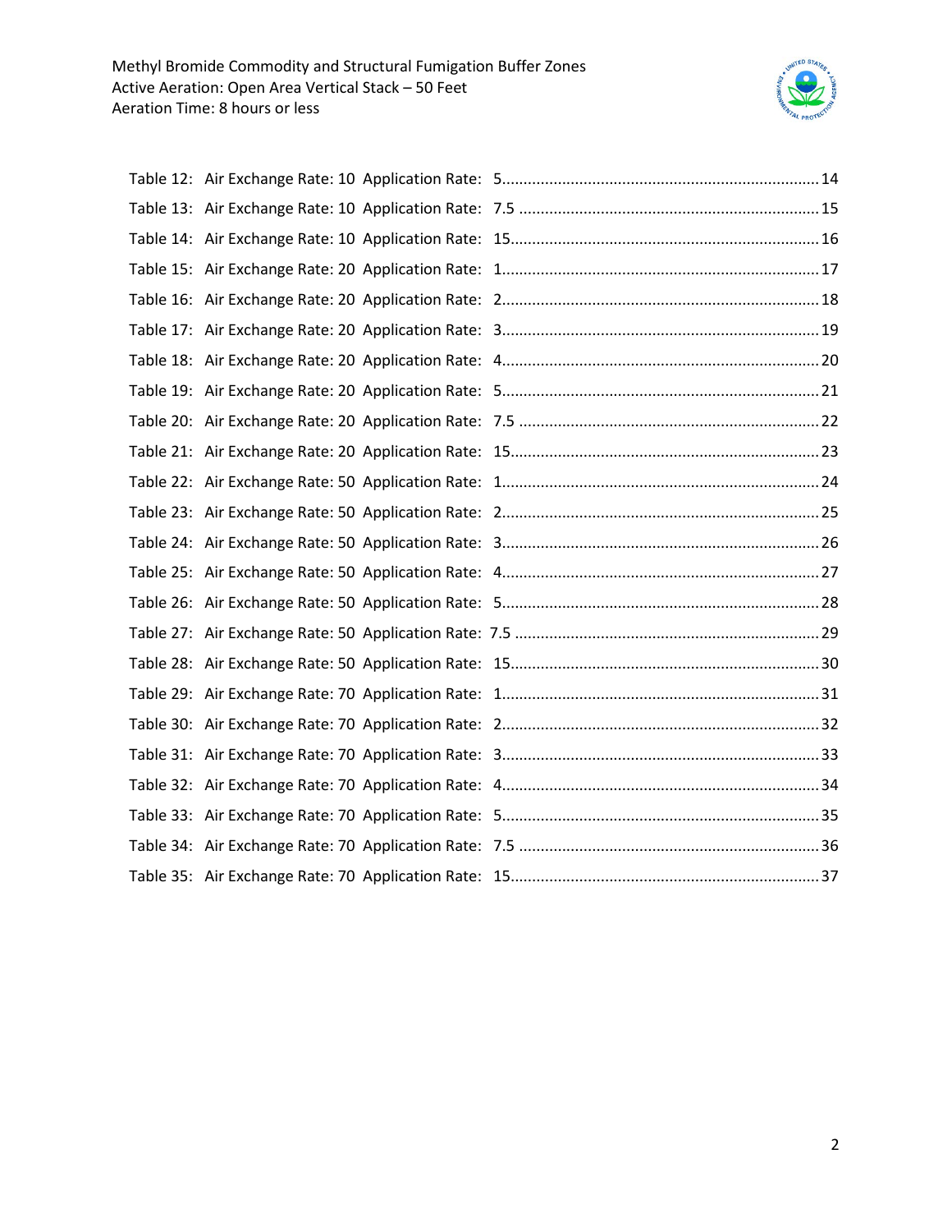Table 12: Air Exchange Rate: 10 Application Rate: 5........................................................................14

Table 13: Air Exchange Rate: 10 Application Rate: 7.5 .....................................................................15

Table 14: Air Exchange Rate: 10 Application Rate: 15.......................................................................16

Table 15: Air Exchange Rate: 20 Application Rate: 1.........................................................................17

Table 16: Air Exchange Rate: 20 Application Rate: 2.........................................................................18

Table 17: Air Exchange Rate: 20 Application Rate: 3.........................................................................19

Table 18: Air Exchange Rate: 20 Application Rate: 4.........................................................................20

Table 19: Air Exchange Rate: 20 Application Rate: 5.........................................................................21

Table 20: Air Exchange Rate: 20 Application Rate: 7.5 .....................................................................22

Table 21: Air Exchange Rate: 20 Application Rate: 15.......................................................................23

Table 22: Air Exchange Rate: 50 Application Rate: 1.........................................................................24

Table 23: Air Exchange Rate: 50 Application Rate: 2.........................................................................25

Table 24: Air Exchange Rate: 50 Application Rate: 3.........................................................................26

Table 25: Air Exchange Rate: 50 Application Rate: 4.........................................................................27

Table 26: Air Exchange Rate: 50 Application Rate: 5.........................................................................28

Table 27: Air Exchange Rate: 50 Application Rate: 7.5 .....................................................................29

Table 28: Air Exchange Rate: 50 Application Rate: 15.......................................................................30

Table 29: Air Exchange Rate: 70 Application Rate: 1.........................................................................31

Table 30: Air Exchange Rate: 70 Application Rate: 2.........................................................................32

Table 31: Air Exchange Rate: 70 Application Rate: 3.........................................................................33

Table 32: Air Exchange Rate: 70 Application Rate: 4.........................................................................34

Table 33: Air Exchange Rate: 70 Application Rate: 5.........................................................................35

Table 34: Air Exchange Rate: 70 Application Rate: 7.5 .....................................................................36

Table 35: Air Exchange Rate: 70 Application Rate: 15.......................................................................37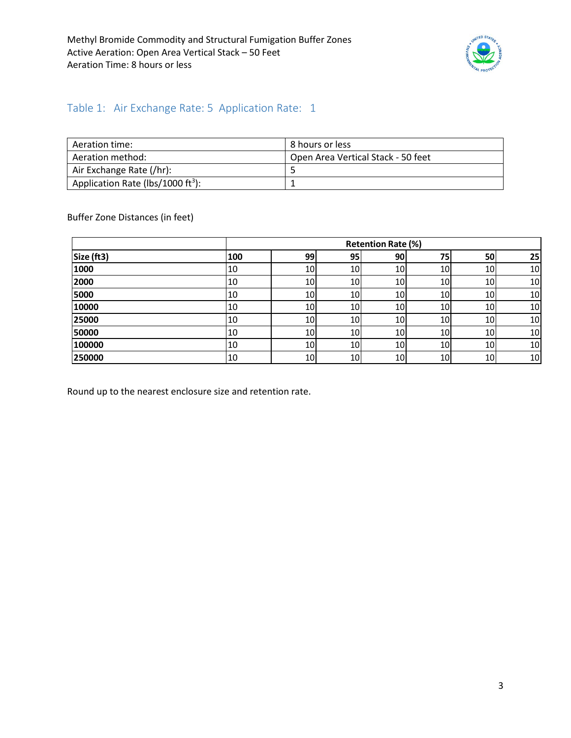Methyl Bromide Commodity and Structural Fumigation Buffer Zones
Active Aeration: Open Area Vertical Stack – 50 Feet
Aeration Time: 8 hours or less

## Table 1: Air Exchange Rate: 5 Application Rate: 1

| Aeration time: | 8 hours or less |
|---|---|
| Aeration method: | Open Area Vertical Stack - 50 feet |
| Air Exchange Rate (/hr): | 5 |
| Application Rate (lbs/1000 ft$^3$): | 1 |

Buffer Zone Distances (in feet)

| | **Retention Rate (%)** | | | | | | |
|---|---|---|---|---|---|---|---|
| **Size (ft3)** | **100** | **99** | **95** | **90** | **75** | **50** | **25** |
| **1000** | 10 | 10 | 10 | 10 | 10 | 10 | 10 |
| **2000** | 10 | 10 | 10 | 10 | 10 | 10 | 10 |
| **5000** | 10 | 10 | 10 | 10 | 10 | 10 | 10 |
| **10000** | 10 | 10 | 10 | 10 | 10 | 10 | 10 |
| **25000** | 10 | 10 | 10 | 10 | 10 | 10 | 10 |
| **50000** | 10 | 10 | 10 | 10 | 10 | 10 | 10 |
| **100000** | 10 | 10 | 10 | 10 | 10 | 10 | 10 |
| **250000** | 10 | 10 | 10 | 10 | 10 | 10 | 10 |

Round up to the nearest enclosure size and retention rate.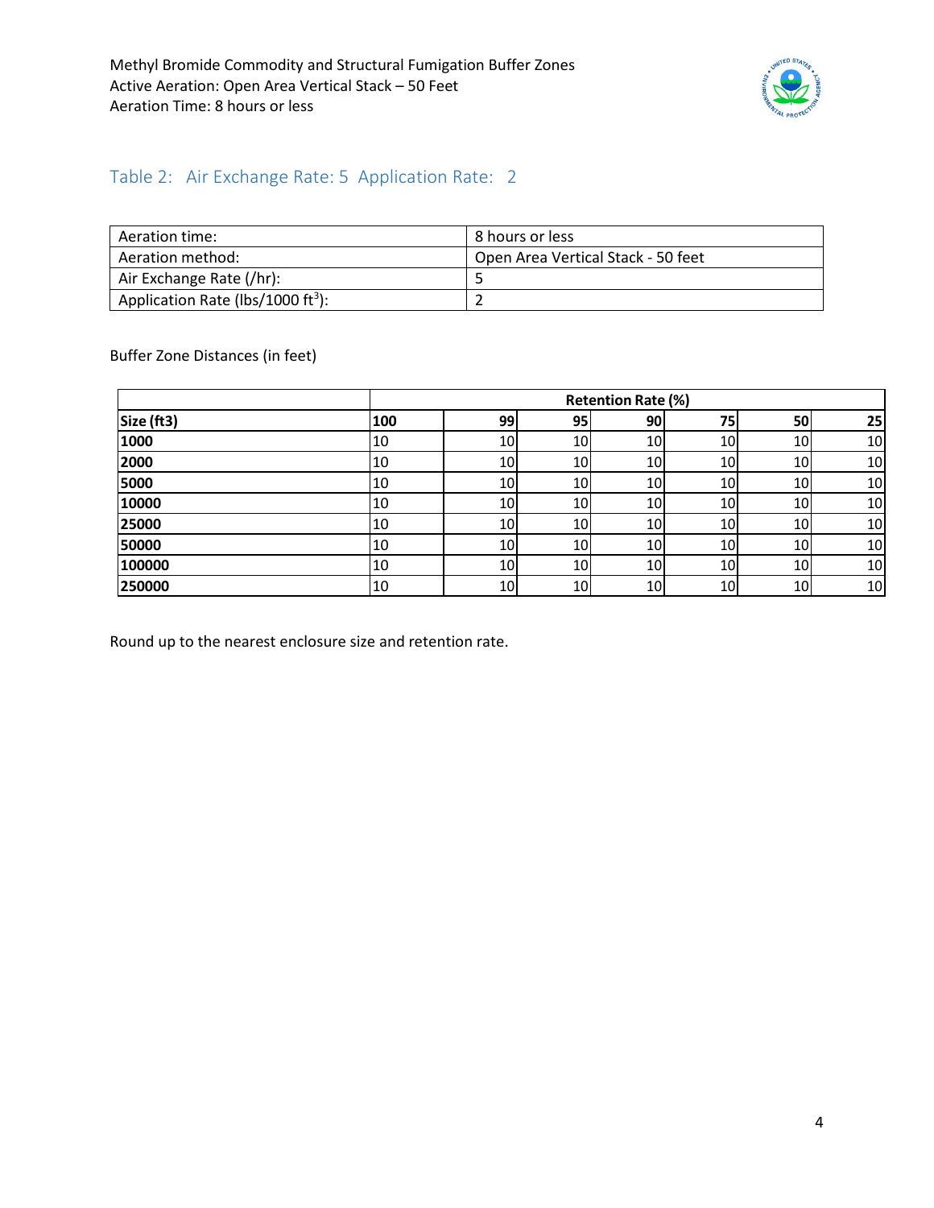Methyl Bromide Commodity and Structural Fumigation Buffer Zones
Active Aeration: Open Area Vertical Stack – 50 Feet
Aeration Time: 8 hours or less

## Table 2: Air Exchange Rate: 5 Application Rate: 2

| Aeration time: | 8 hours or less |
|---|---|
| Aeration method: | Open Area Vertical Stack - 50 feet |
| Air Exchange Rate (/hr): | 5 |
| Application Rate (lbs/1000 ft$^3$): | 2 |

Buffer Zone Distances (in feet)

| | Retention Rate (%) | | | | | | |
|---|---|---|---|---|---|---|---|
| **Size (ft3)** | **100** | **99** | **95** | **90** | **75** | **50** | **25** |
| **1000** | 10 | 10 | 10 | 10 | 10 | 10 | 10 |
| **2000** | 10 | 10 | 10 | 10 | 10 | 10 | 10 |
| **5000** | 10 | 10 | 10 | 10 | 10 | 10 | 10 |
| **10000** | 10 | 10 | 10 | 10 | 10 | 10 | 10 |
| **25000** | 10 | 10 | 10 | 10 | 10 | 10 | 10 |
| **50000** | 10 | 10 | 10 | 10 | 10 | 10 | 10 |
| **100000** | 10 | 10 | 10 | 10 | 10 | 10 | 10 |
| **250000** | 10 | 10 | 10 | 10 | 10 | 10 | 10 |

Round up to the nearest enclosure size and retention rate.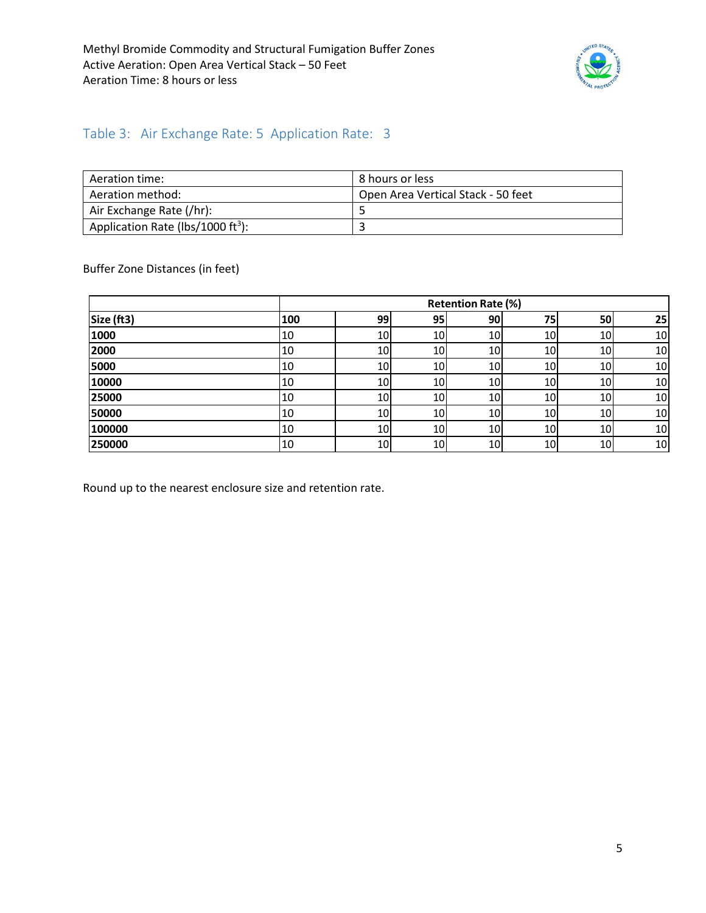## Table 3: Air Exchange Rate: 5 Application Rate: 3

| Aeration time: | 8 hours or less |
|---|---|
| Aeration method: | Open Area Vertical Stack - 50 feet |
| Air Exchange Rate (/hr): | 5 |
| Application Rate (lbs/1000 $ft^3$): | 3 |

Buffer Zone Distances (in feet)

| | Retention Rate (%) | | | | | | |
|---|---|---|---|---|---|---|---|
| **Size (ft3)** | **100** | **99** | **95** | **90** | **75** | **50** | **25** |
| **1000** | 10 | 10 | 10 | 10 | 10 | 10 | 10 |
| **2000** | 10 | 10 | 10 | 10 | 10 | 10 | 10 |
| **5000** | 10 | 10 | 10 | 10 | 10 | 10 | 10 |
| **10000** | 10 | 10 | 10 | 10 | 10 | 10 | 10 |
| **25000** | 10 | 10 | 10 | 10 | 10 | 10 | 10 |
| **50000** | 10 | 10 | 10 | 10 | 10 | 10 | 10 |
| **100000** | 10 | 10 | 10 | 10 | 10 | 10 | 10 |
| **250000** | 10 | 10 | 10 | 10 | 10 | 10 | 10 |

Round up to the nearest enclosure size and retention rate.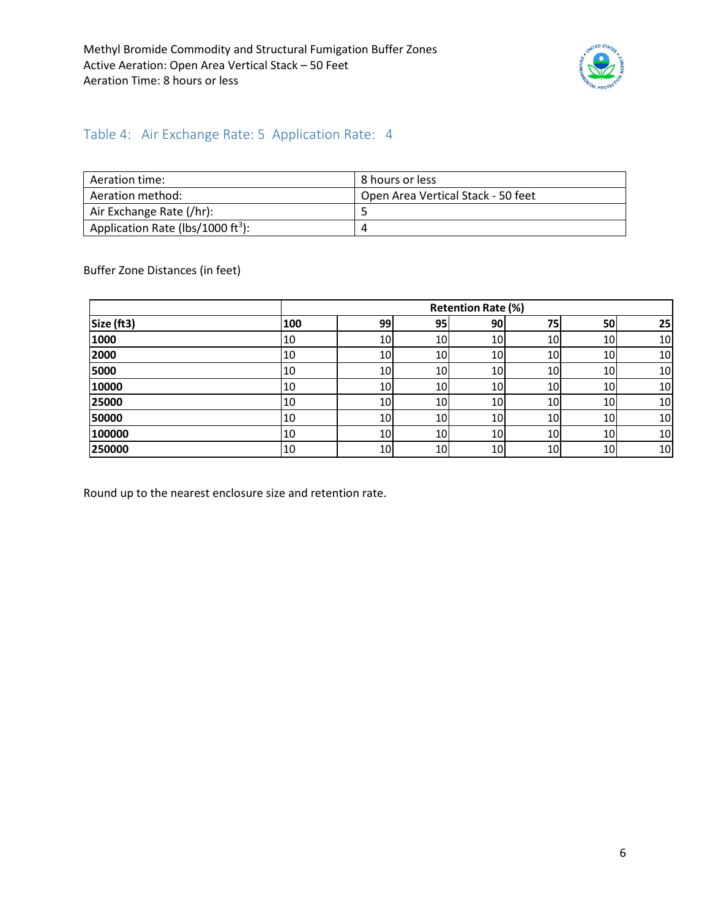## Table 4: Air Exchange Rate: 5 Application Rate: 4

| Aeration time: | 8 hours or less |
|---|---|
| Aeration method: | Open Area Vertical Stack - 50 feet |
| Air Exchange Rate (/hr): | 5 |
| Application Rate (lbs/1000 $ft^3$): | 4 |

Buffer Zone Distances (in feet)

| | Retention Rate (%) | | | | | | |
|---|---|---|---|---|---|---|---|
| **Size (ft3)** | **100** | **99** | **95** | **90** | **75** | **50** | **25** |
| **1000** | 10 | 10 | 10 | 10 | 10 | 10 | 10 |
| **2000** | 10 | 10 | 10 | 10 | 10 | 10 | 10 |
| **5000** | 10 | 10 | 10 | 10 | 10 | 10 | 10 |
| **10000** | 10 | 10 | 10 | 10 | 10 | 10 | 10 |
| **25000** | 10 | 10 | 10 | 10 | 10 | 10 | 10 |
| **50000** | 10 | 10 | 10 | 10 | 10 | 10 | 10 |
| **100000** | 10 | 10 | 10 | 10 | 10 | 10 | 10 |
| **250000** | 10 | 10 | 10 | 10 | 10 | 10 | 10 |

Round up to the nearest enclosure size and retention rate.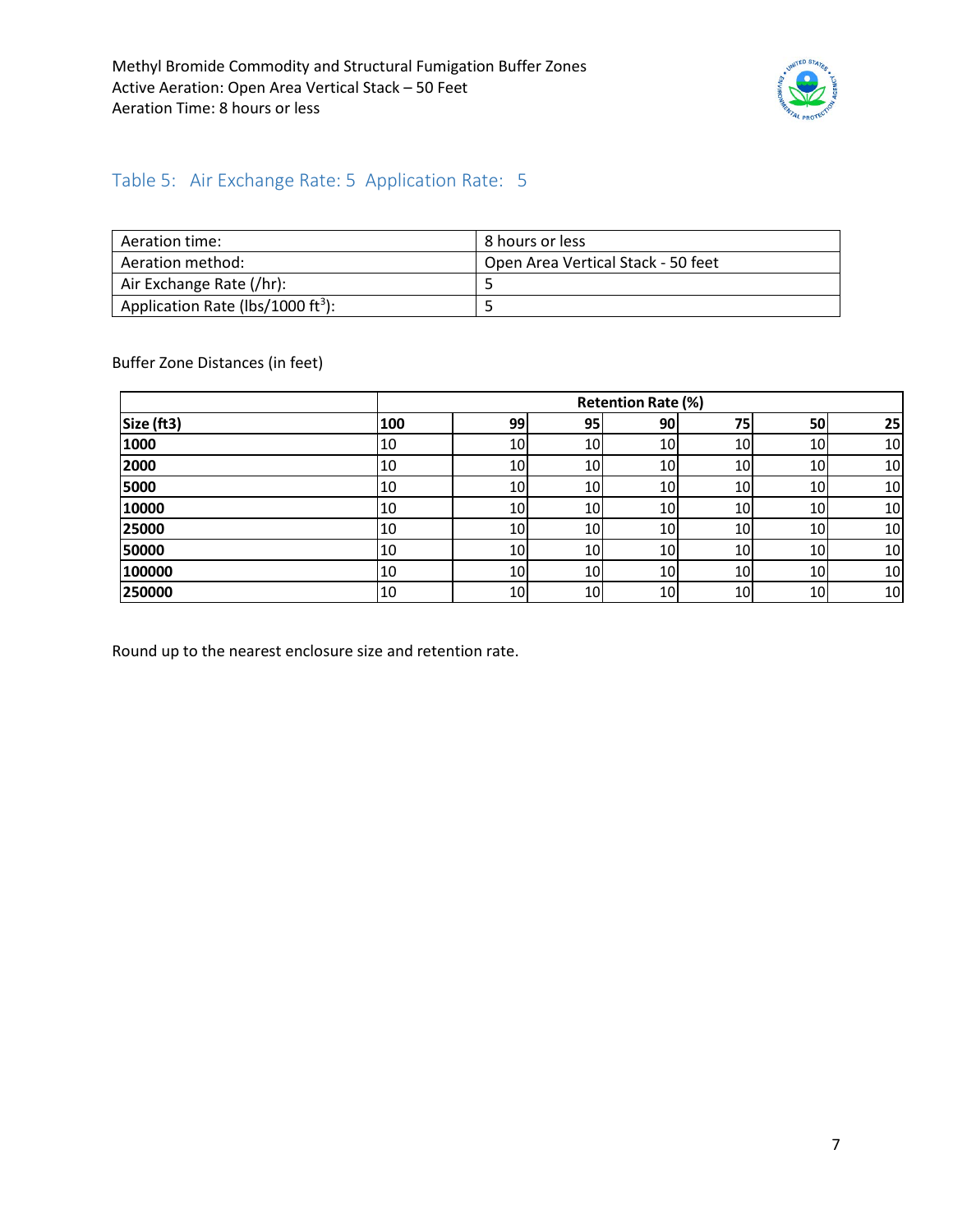## Table 5: Air Exchange Rate: 5 Application Rate: 5

| Aeration time: | 8 hours or less |
|---|---|
| Aeration method: | Open Area Vertical Stack - 50 feet |
| Air Exchange Rate (/hr): | 5 |
| Application Rate (lbs/1000 $ft^3$): | 5 |

Buffer Zone Distances (in feet)

| | Retention Rate (%) | | | | | | |
|---|---|---|---|---|---|---|---|
| **Size (ft3)** | **100** | **99** | **95** | **90** | **75** | **50** | **25** |
| **1000** | 10 | 10 | 10 | 10 | 10 | 10 | 10 |
| **2000** | 10 | 10 | 10 | 10 | 10 | 10 | 10 |
| **5000** | 10 | 10 | 10 | 10 | 10 | 10 | 10 |
| **10000** | 10 | 10 | 10 | 10 | 10 | 10 | 10 |
| **25000** | 10 | 10 | 10 | 10 | 10 | 10 | 10 |
| **50000** | 10 | 10 | 10 | 10 | 10 | 10 | 10 |
| **100000** | 10 | 10 | 10 | 10 | 10 | 10 | 10 |
| **250000** | 10 | 10 | 10 | 10 | 10 | 10 | 10 |

Round up to the nearest enclosure size and retention rate.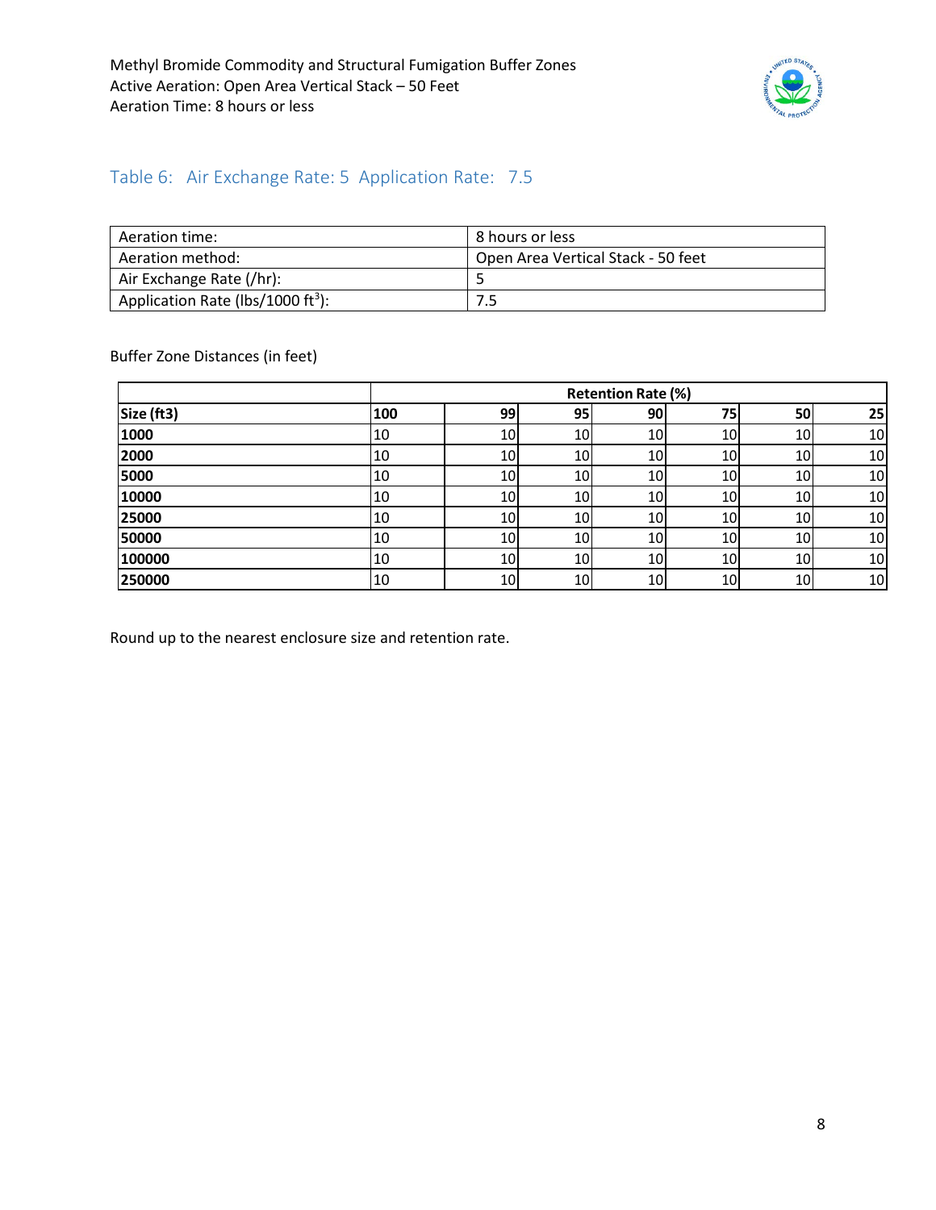## Table 6: Air Exchange Rate: 5 Application Rate: 7.5

| | |
|---|---|
| Aeration time: | 8 hours or less |
| Aeration method: | Open Area Vertical Stack - 50 feet |
| Air Exchange Rate (/hr): | 5 |
| Application Rate (lbs/1000 ft$^3$): | 7.5 |

Buffer Zone Distances (in feet)

| | Retention Rate (%) | | | | | | |
|---|---|---|---|---|---|---|---|
| **Size (ft3)** | **100** | **99** | **95** | **90** | **75** | **50** | **25** |
| **1000** | 10 | 10 | 10 | 10 | 10 | 10 | 10 |
| **2000** | 10 | 10 | 10 | 10 | 10 | 10 | 10 |
| **5000** | 10 | 10 | 10 | 10 | 10 | 10 | 10 |
| **10000** | 10 | 10 | 10 | 10 | 10 | 10 | 10 |
| **25000** | 10 | 10 | 10 | 10 | 10 | 10 | 10 |
| **50000** | 10 | 10 | 10 | 10 | 10 | 10 | 10 |
| **100000** | 10 | 10 | 10 | 10 | 10 | 10 | 10 |
| **250000** | 10 | 10 | 10 | 10 | 10 | 10 | 10 |

Round up to the nearest enclosure size and retention rate.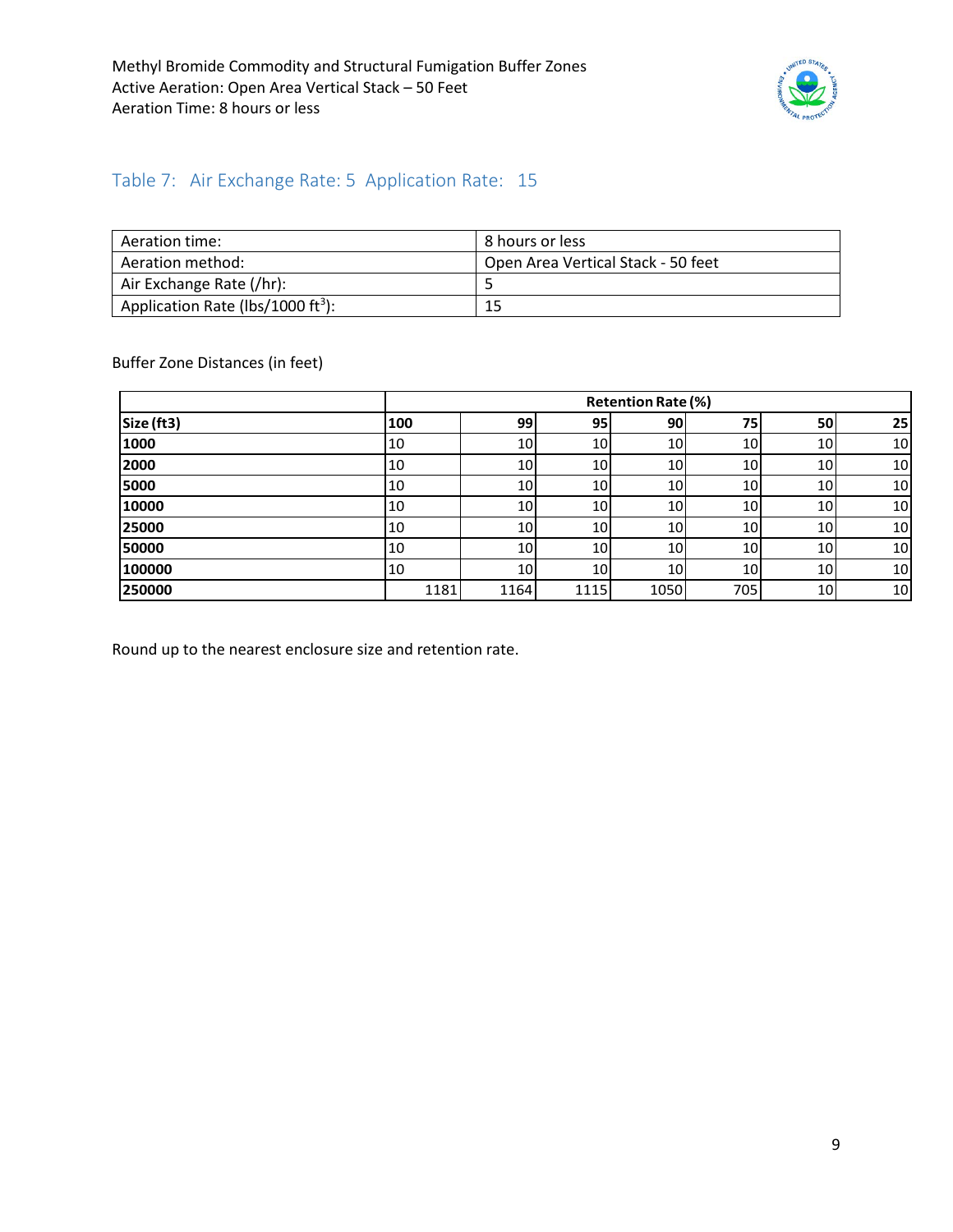## Table 7: Air Exchange Rate: 5 Application Rate: 15

| Aeration time: | 8 hours or less |
|---|---|
| Aeration method: | Open Area Vertical Stack - 50 feet |
| Air Exchange Rate (/hr): | 5 |
| Application Rate (lbs/1000 ft$^3$): | 15 |

Buffer Zone Distances (in feet)

| | Retention Rate (%) | | | | | | |
|---|---|---|---|---|---|---|---|
| **Size (ft3)** | **100** | **99** | **95** | **90** | **75** | **50** | **25** |
| **1000** | 10 | 10 | 10 | 10 | 10 | 10 | 10 |
| **2000** | 10 | 10 | 10 | 10 | 10 | 10 | 10 |
| **5000** | 10 | 10 | 10 | 10 | 10 | 10 | 10 |
| **10000** | 10 | 10 | 10 | 10 | 10 | 10 | 10 |
| **25000** | 10 | 10 | 10 | 10 | 10 | 10 | 10 |
| **50000** | 10 | 10 | 10 | 10 | 10 | 10 | 10 |
| **100000** | 10 | 10 | 10 | 10 | 10 | 10 | 10 |
| **250000** | 1181 | 1164 | 1115 | 1050 | 705 | 10 | 10 |

Round up to the nearest enclosure size and retention rate.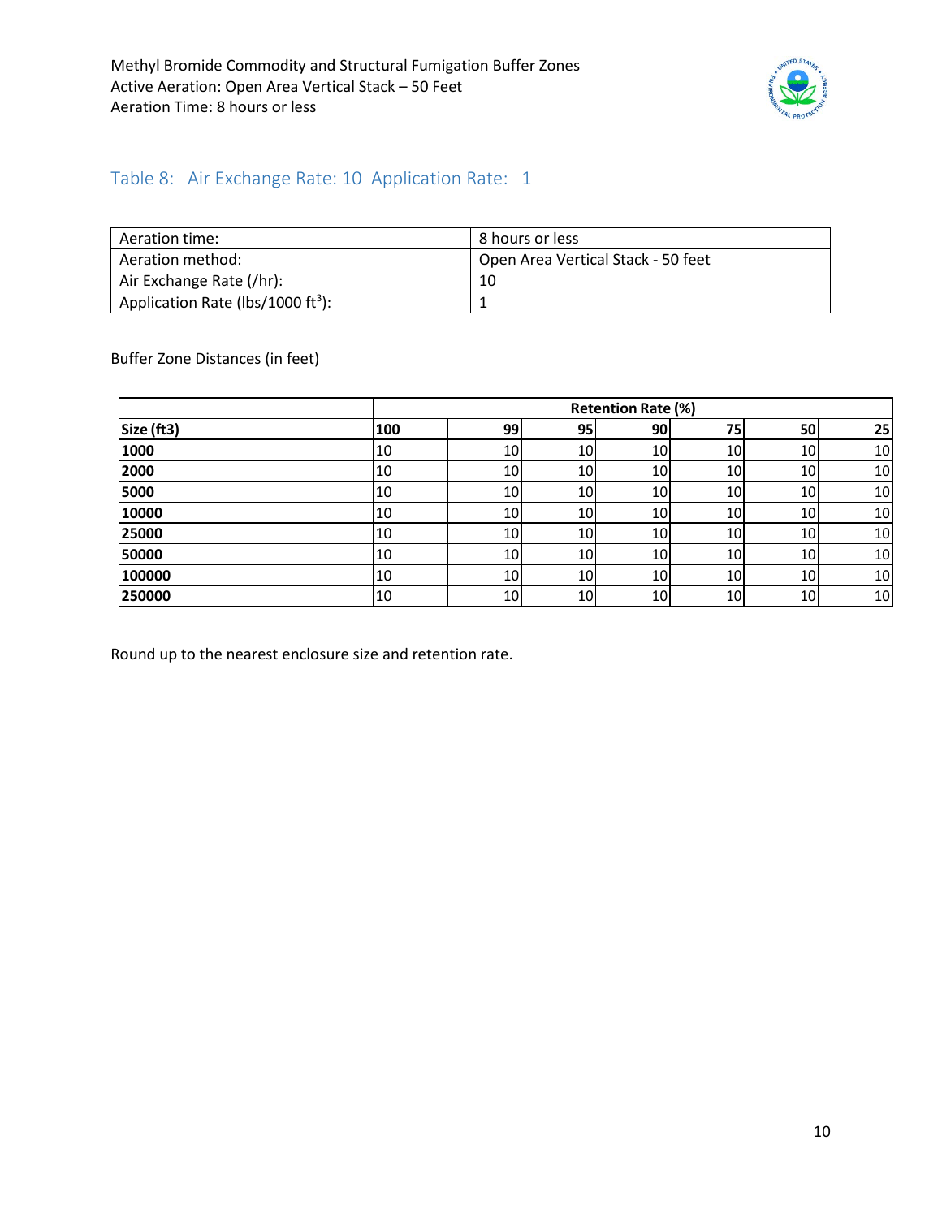Methyl Bromide Commodity and Structural Fumigation Buffer Zones
Active Aeration: Open Area Vertical Stack – 50 Feet
Aeration Time: 8 hours or less

## Table 8: Air Exchange Rate: 10 Application Rate: 1

| | |
|---|---|
| Aeration time: | 8 hours or less |
| Aeration method: | Open Area Vertical Stack - 50 feet |
| Air Exchange Rate (/hr): | 10 |
| Application Rate (lbs/1000 $ft^3$): | 1 |

Buffer Zone Distances (in feet)

| | Retention Rate (%) | | | | | | |
|---|---|---|---|---|---|---|---|
| **Size (ft3)** | **100** | **99** | **95** | **90** | **75** | **50** | **25** |
| **1000** | 10 | 10 | 10 | 10 | 10 | 10 | 10 |
| **2000** | 10 | 10 | 10 | 10 | 10 | 10 | 10 |
| **5000** | 10 | 10 | 10 | 10 | 10 | 10 | 10 |
| **10000** | 10 | 10 | 10 | 10 | 10 | 10 | 10 |
| **25000** | 10 | 10 | 10 | 10 | 10 | 10 | 10 |
| **50000** | 10 | 10 | 10 | 10 | 10 | 10 | 10 |
| **100000** | 10 | 10 | 10 | 10 | 10 | 10 | 10 |
| **250000** | 10 | 10 | 10 | 10 | 10 | 10 | 10 |

Round up to the nearest enclosure size and retention rate.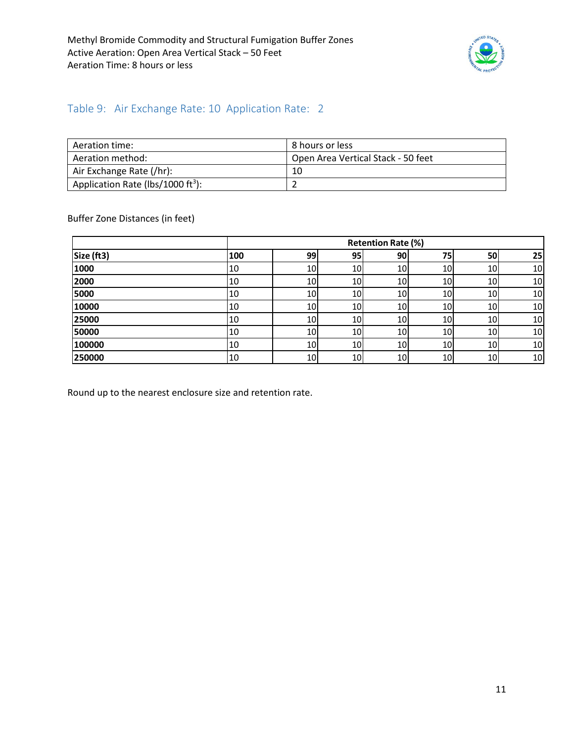## Table 9: Air Exchange Rate: 10 Application Rate: 2

| Aeration time: | 8 hours or less |
|---|---|
| Aeration method: | Open Area Vertical Stack - 50 feet |
| Air Exchange Rate (/hr): | 10 |
| Application Rate (lbs/1000 ft$^3$): | 2 |

Buffer Zone Distances (in feet)

| | Retention Rate (%) | | | | | | |
|---|---|---|---|---|---|---|---|
| **Size (ft3)** | **100** | **99** | **95** | **90** | **75** | **50** | **25** |
| **1000** | 10 | 10 | 10 | 10 | 10 | 10 | 10 |
| **2000** | 10 | 10 | 10 | 10 | 10 | 10 | 10 |
| **5000** | 10 | 10 | 10 | 10 | 10 | 10 | 10 |
| **10000** | 10 | 10 | 10 | 10 | 10 | 10 | 10 |
| **25000** | 10 | 10 | 10 | 10 | 10 | 10 | 10 |
| **50000** | 10 | 10 | 10 | 10 | 10 | 10 | 10 |
| **100000** | 10 | 10 | 10 | 10 | 10 | 10 | 10 |
| **250000** | 10 | 10 | 10 | 10 | 10 | 10 | 10 |

Round up to the nearest enclosure size and retention rate.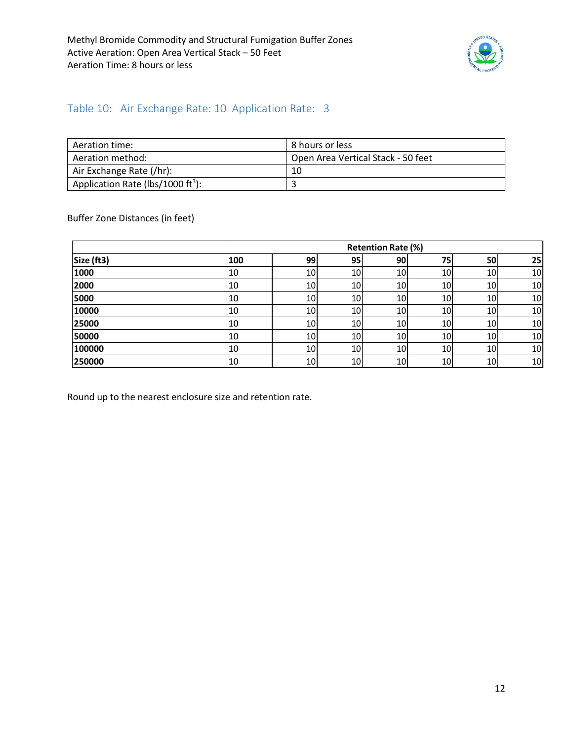Methyl Bromide Commodity and Structural Fumigation Buffer Zones
Active Aeration: Open Area Vertical Stack – 50 Feet
Aeration Time: 8 hours or less

## Table 10: Air Exchange Rate: 10 Application Rate: 3

| | |
|---|---|
| Aeration time: | 8 hours or less |
| Aeration method: | Open Area Vertical Stack - 50 feet |
| Air Exchange Rate (/hr): | 10 |
| Application Rate (lbs/1000 ft$^3$): | 3 |

Buffer Zone Distances (in feet)

| | Retention Rate (%) | | | | | | |
|---|---|---|---|---|---|---|---|
| **Size (ft3)** | **100** | **99** | **95** | **90** | **75** | **50** | **25** |
| **1000** | 10 | 10 | 10 | 10 | 10 | 10 | 10 |
| **2000** | 10 | 10 | 10 | 10 | 10 | 10 | 10 |
| **5000** | 10 | 10 | 10 | 10 | 10 | 10 | 10 |
| **10000** | 10 | 10 | 10 | 10 | 10 | 10 | 10 |
| **25000** | 10 | 10 | 10 | 10 | 10 | 10 | 10 |
| **50000** | 10 | 10 | 10 | 10 | 10 | 10 | 10 |
| **100000** | 10 | 10 | 10 | 10 | 10 | 10 | 10 |
| **250000** | 10 | 10 | 10 | 10 | 10 | 10 | 10 |

Round up to the nearest enclosure size and retention rate.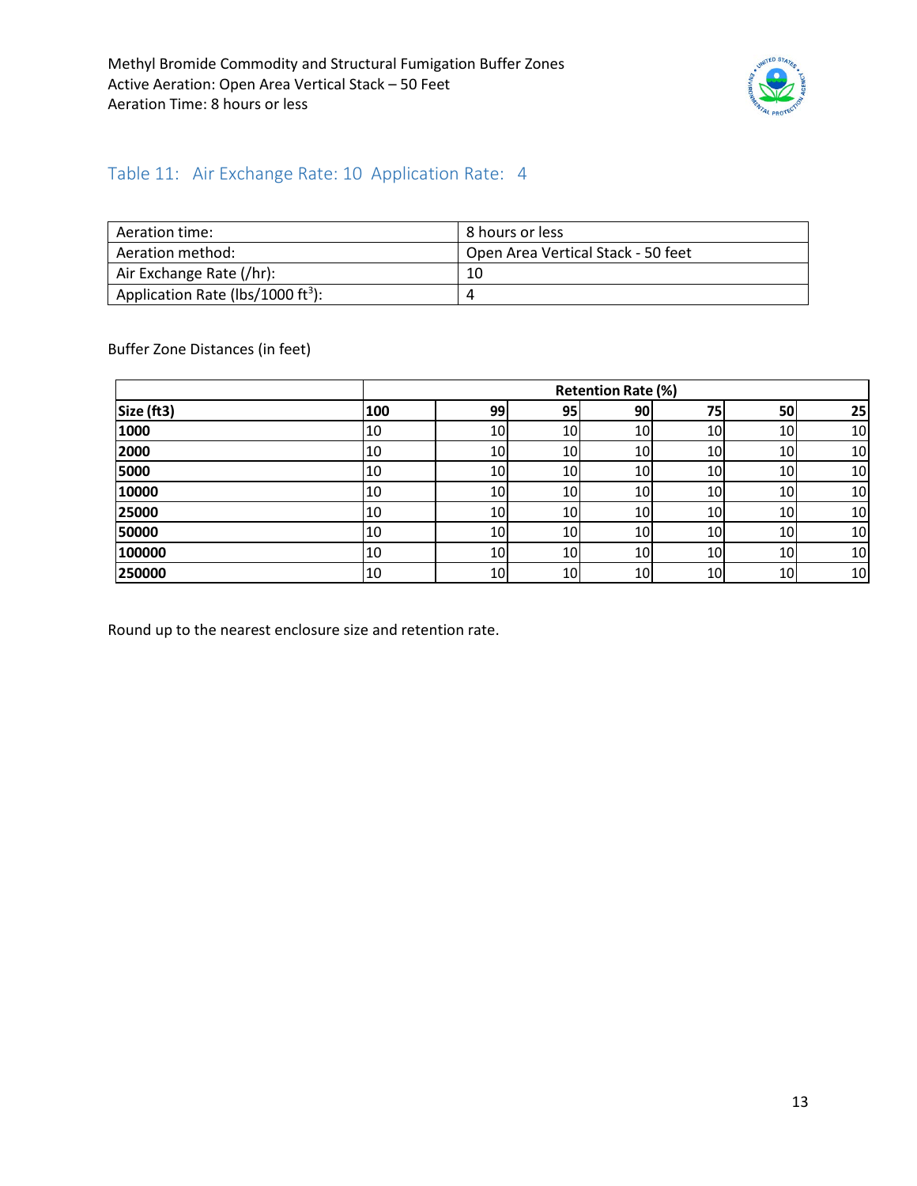## Table 11: Air Exchange Rate: 10 Application Rate: 4

| | |
|---|---|
| Aeration time: | 8 hours or less |
| Aeration method: | Open Area Vertical Stack - 50 feet |
| Air Exchange Rate (/hr): | 10 |
| Application Rate (lbs/1000 ft$^3$): | 4 |

Buffer Zone Distances (in feet)

| | Retention Rate (%) | | | | | | |
|---|---|---|---|---|---|---|---|
| **Size (ft3)** | **100** | **99** | **95** | **90** | **75** | **50** | **25** |
| **1000** | 10 | 10 | 10 | 10 | 10 | 10 | 10 |
| **2000** | 10 | 10 | 10 | 10 | 10 | 10 | 10 |
| **5000** | 10 | 10 | 10 | 10 | 10 | 10 | 10 |
| **10000** | 10 | 10 | 10 | 10 | 10 | 10 | 10 |
| **25000** | 10 | 10 | 10 | 10 | 10 | 10 | 10 |
| **50000** | 10 | 10 | 10 | 10 | 10 | 10 | 10 |
| **100000** | 10 | 10 | 10 | 10 | 10 | 10 | 10 |
| **250000** | 10 | 10 | 10 | 10 | 10 | 10 | 10 |

Round up to the nearest enclosure size and retention rate.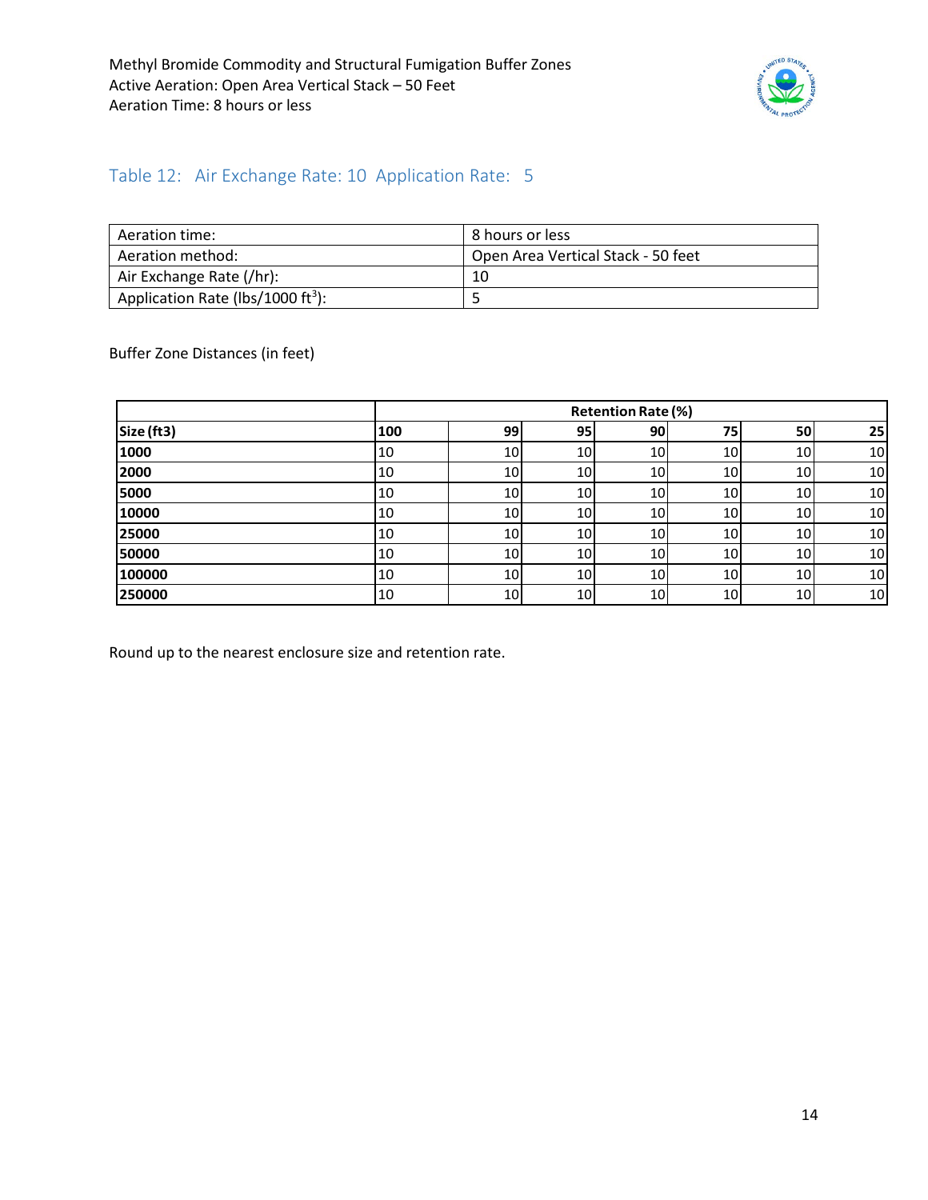Methyl Bromide Commodity and Structural Fumigation Buffer Zones
Active Aeration: Open Area Vertical Stack – 50 Feet
Aeration Time: 8 hours or less

## Table 12: Air Exchange Rate: 10 Application Rate: 5

| Aeration time: | 8 hours or less |
|---|---|
| Aeration method: | Open Area Vertical Stack - 50 feet |
| Air Exchange Rate (/hr): | 10 |
| Application Rate (lbs/1000 ft$^3$): | 5 |

Buffer Zone Distances (in feet)

| | Retention Rate (%) | | | | | | |
|---|---|---|---|---|---|---|---|
| **Size (ft3)** | **100** | **99** | **95** | **90** | **75** | **50** | **25** |
| **1000** | 10 | 10 | 10 | 10 | 10 | 10 | 10 |
| **2000** | 10 | 10 | 10 | 10 | 10 | 10 | 10 |
| **5000** | 10 | 10 | 10 | 10 | 10 | 10 | 10 |
| **10000** | 10 | 10 | 10 | 10 | 10 | 10 | 10 |
| **25000** | 10 | 10 | 10 | 10 | 10 | 10 | 10 |
| **50000** | 10 | 10 | 10 | 10 | 10 | 10 | 10 |
| **100000** | 10 | 10 | 10 | 10 | 10 | 10 | 10 |
| **250000** | 10 | 10 | 10 | 10 | 10 | 10 | 10 |

Round up to the nearest enclosure size and retention rate.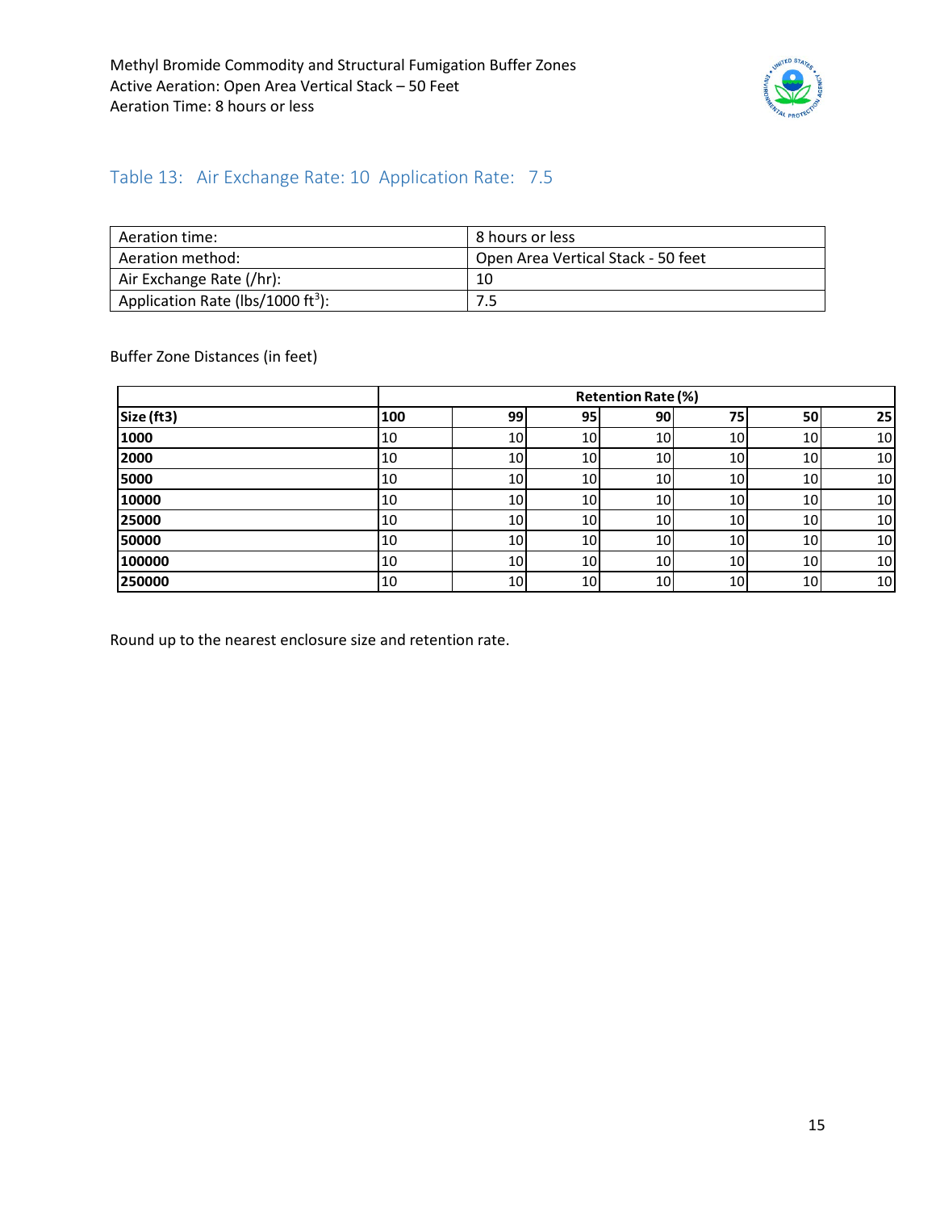## Table 13: Air Exchange Rate: 10 Application Rate: 7.5

| Aeration time: | 8 hours or less |
| --- | --- |
| Aeration method: | Open Area Vertical Stack - 50 feet |
| Air Exchange Rate (/hr): | 10 |
| Application Rate (lbs/1000 $ft^3$): | 7.5 |

Buffer Zone Distances (in feet)

| | Retention Rate (%) | | | | | | |
| --- | --- | --- | --- | --- | --- | --- | --- |
| **Size (ft3)** | **100** | **99** | **95** | **90** | **75** | **50** | **25** |
| **1000** | 10 | 10 | 10 | 10 | 10 | 10 | 10 |
| **2000** | 10 | 10 | 10 | 10 | 10 | 10 | 10 |
| **5000** | 10 | 10 | 10 | 10 | 10 | 10 | 10 |
| **10000** | 10 | 10 | 10 | 10 | 10 | 10 | 10 |
| **25000** | 10 | 10 | 10 | 10 | 10 | 10 | 10 |
| **50000** | 10 | 10 | 10 | 10 | 10 | 10 | 10 |
| **100000** | 10 | 10 | 10 | 10 | 10 | 10 | 10 |
| **250000** | 10 | 10 | 10 | 10 | 10 | 10 | 10 |

Round up to the nearest enclosure size and retention rate.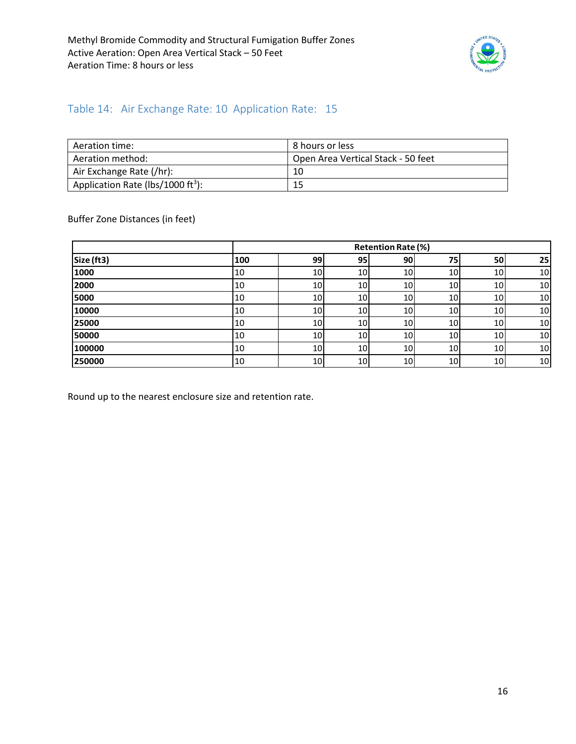## Table 14: Air Exchange Rate: 10 Application Rate: 15

| | |
|---|---|
| Aeration time: | 8 hours or less |
| Aeration method: | Open Area Vertical Stack - 50 feet |
| Air Exchange Rate (/hr): | 10 |
| Application Rate (lbs/1000 ft$^3$): | 15 |

Buffer Zone Distances (in feet)

| | **Retention Rate (%)** | | | | | | |
|---|---|---|---|---|---|---|---|
| **Size (ft3)** | **100** | **99** | **95** | **90** | **75** | **50** | **25** |
| **1000** | 10 | 10 | 10 | 10 | 10 | 10 | 10 |
| **2000** | 10 | 10 | 10 | 10 | 10 | 10 | 10 |
| **5000** | 10 | 10 | 10 | 10 | 10 | 10 | 10 |
| **10000** | 10 | 10 | 10 | 10 | 10 | 10 | 10 |
| **25000** | 10 | 10 | 10 | 10 | 10 | 10 | 10 |
| **50000** | 10 | 10 | 10 | 10 | 10 | 10 | 10 |
| **100000** | 10 | 10 | 10 | 10 | 10 | 10 | 10 |
| **250000** | 10 | 10 | 10 | 10 | 10 | 10 | 10 |

Round up to the nearest enclosure size and retention rate.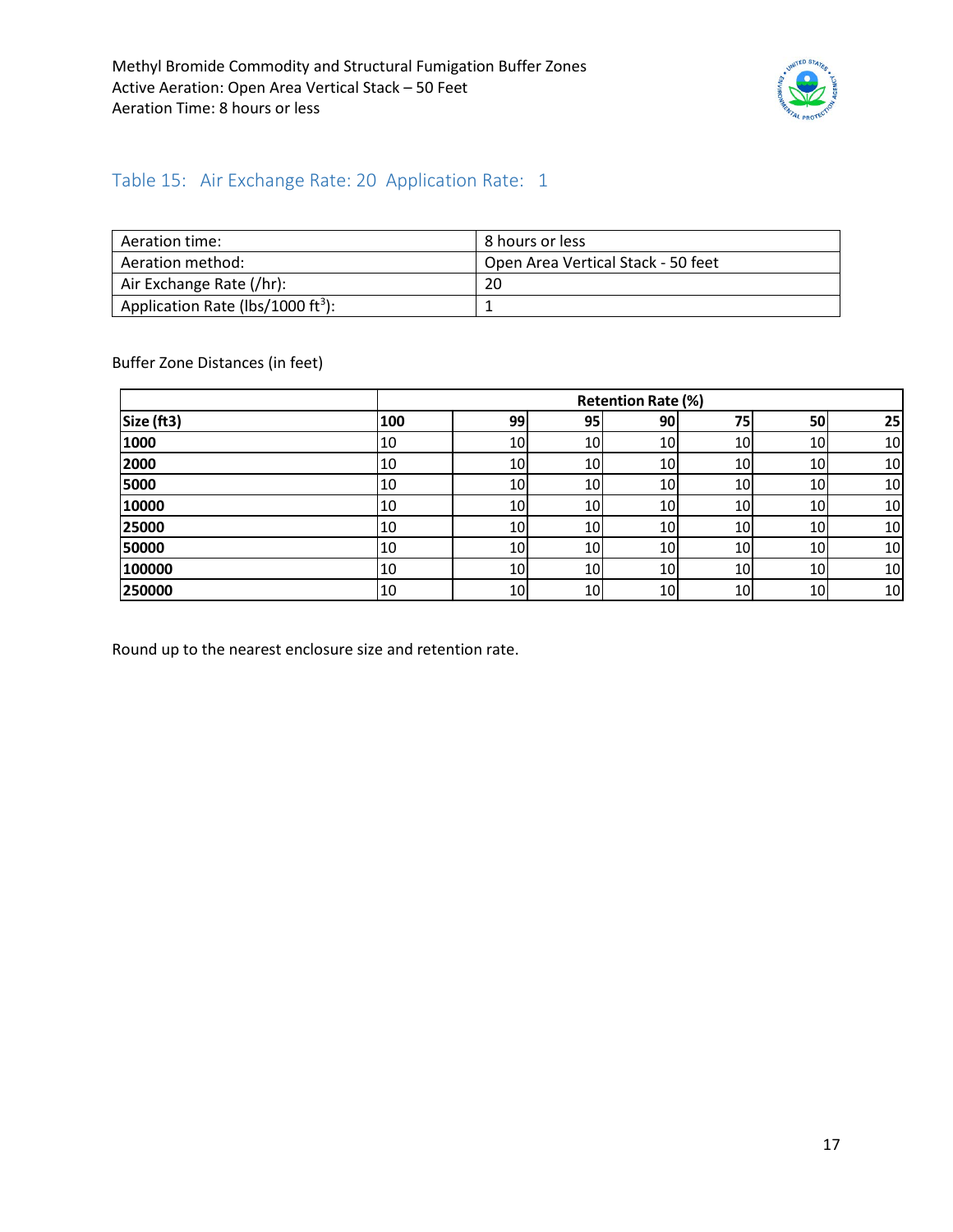## Table 15: Air Exchange Rate: 20 Application Rate: 1

| Aeration time: | 8 hours or less |
|---|---|
| Aeration method: | Open Area Vertical Stack - 50 feet |
| Air Exchange Rate (/hr): | 20 |
| Application Rate (lbs/1000 ft$^3$): | 1 |

Buffer Zone Distances (in feet)

| | Retention Rate (%) | | | | | | |
|---|---|---|---|---|---|---|---|
| **Size (ft3)** | **100** | **99** | **95** | **90** | **75** | **50** | **25** |
| **1000** | 10 | 10 | 10 | 10 | 10 | 10 | 10 |
| **2000** | 10 | 10 | 10 | 10 | 10 | 10 | 10 |
| **5000** | 10 | 10 | 10 | 10 | 10 | 10 | 10 |
| **10000** | 10 | 10 | 10 | 10 | 10 | 10 | 10 |
| **25000** | 10 | 10 | 10 | 10 | 10 | 10 | 10 |
| **50000** | 10 | 10 | 10 | 10 | 10 | 10 | 10 |
| **100000** | 10 | 10 | 10 | 10 | 10 | 10 | 10 |
| **250000** | 10 | 10 | 10 | 10 | 10 | 10 | 10 |

Round up to the nearest enclosure size and retention rate.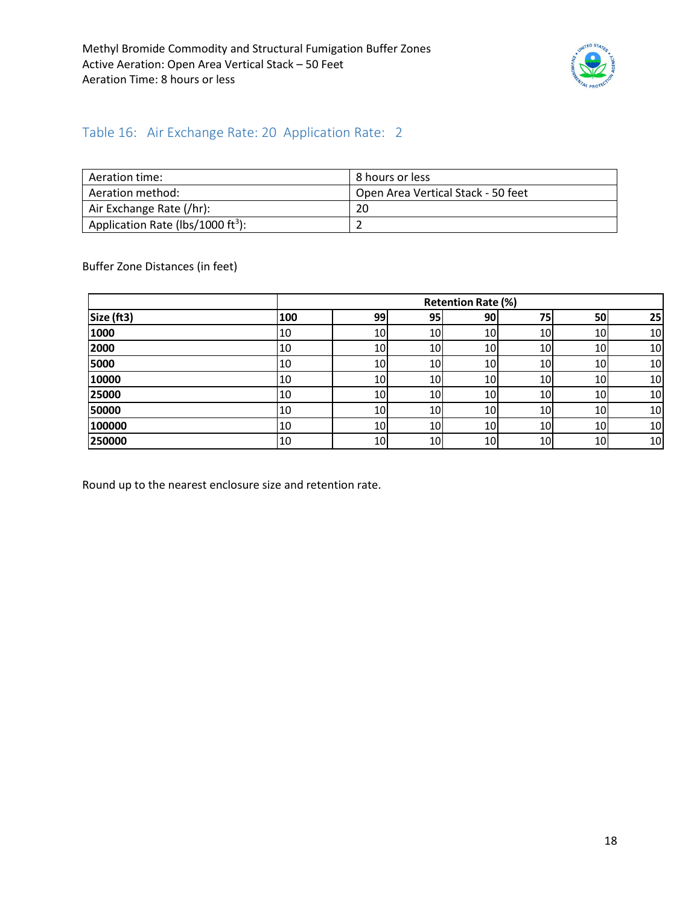## Table 16: Air Exchange Rate: 20 Application Rate: 2

| Aeration time: | 8 hours or less |
|---|---|
| Aeration method: | Open Area Vertical Stack - 50 feet |
| Air Exchange Rate (/hr): | 20 |
| Application Rate (lbs/1000 ft$^3$): | 2 |

Buffer Zone Distances (in feet)

| | Retention Rate (%) | | | | | | |
|---|---|---|---|---|---|---|---|
| **Size (ft3)** | **100** | **99** | **95** | **90** | **75** | **50** | **25** |
| **1000** | 10 | 10 | 10 | 10 | 10 | 10 | 10 |
| **2000** | 10 | 10 | 10 | 10 | 10 | 10 | 10 |
| **5000** | 10 | 10 | 10 | 10 | 10 | 10 | 10 |
| **10000** | 10 | 10 | 10 | 10 | 10 | 10 | 10 |
| **25000** | 10 | 10 | 10 | 10 | 10 | 10 | 10 |
| **50000** | 10 | 10 | 10 | 10 | 10 | 10 | 10 |
| **100000** | 10 | 10 | 10 | 10 | 10 | 10 | 10 |
| **250000** | 10 | 10 | 10 | 10 | 10 | 10 | 10 |

Round up to the nearest enclosure size and retention rate.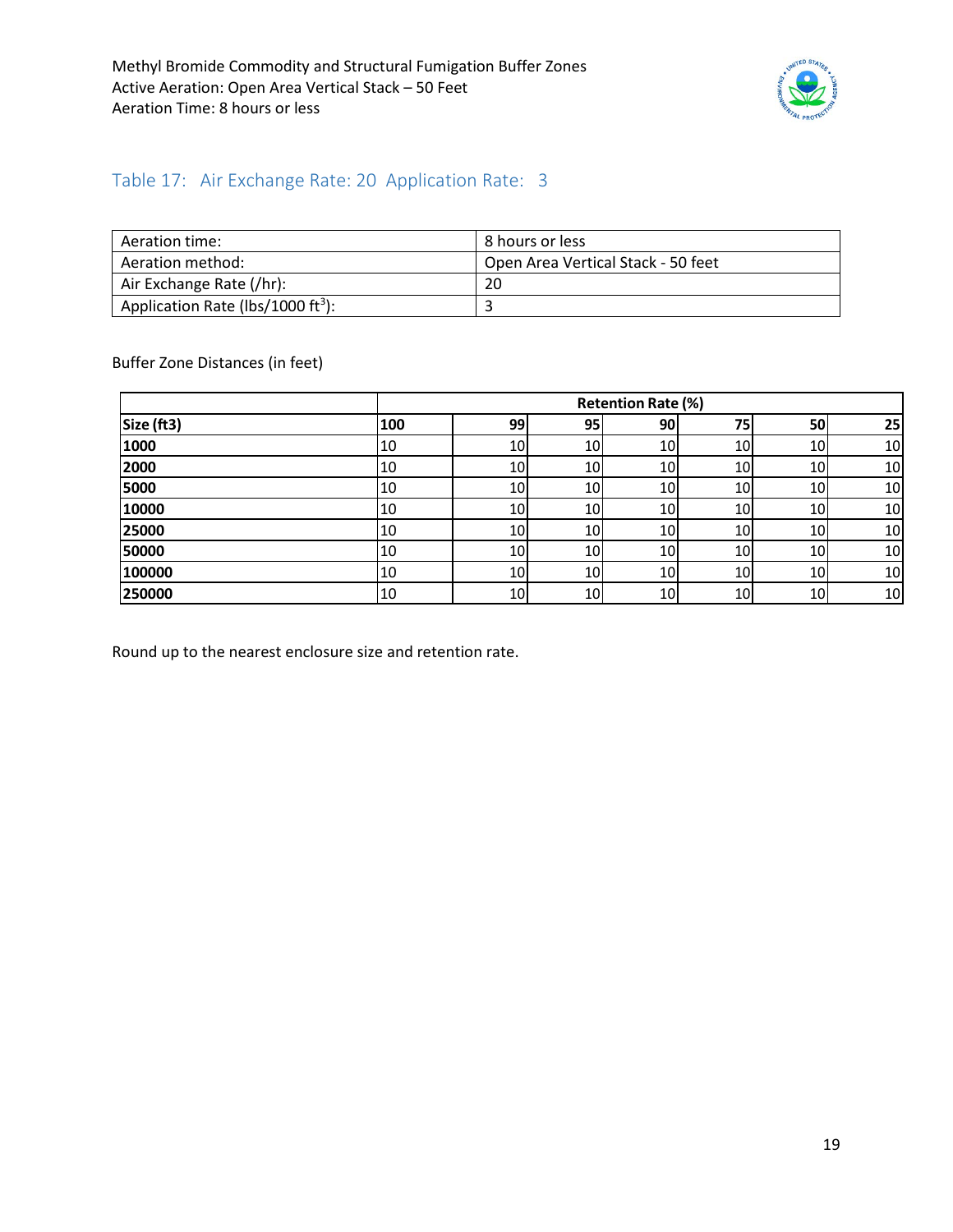Methyl Bromide Commodity and Structural Fumigation Buffer Zones
Active Aeration: Open Area Vertical Stack – 50 Feet
Aeration Time: 8 hours or less

## Table 17: Air Exchange Rate: 20 Application Rate: 3

| Aeration time: | 8 hours or less |
|---|---|
| Aeration method: | Open Area Vertical Stack - 50 feet |
| Air Exchange Rate (/hr): | 20 |
| Application Rate (lbs/1000 ft$^3$): | 3 |

Buffer Zone Distances (in feet)

| | Retention Rate (%) | | | | | | |
|---|---|---|---|---|---|---|---|
| **Size (ft3)** | **100** | **99** | **95** | **90** | **75** | **50** | **25** |
| **1000** | 10 | 10 | 10 | 10 | 10 | 10 | 10 |
| **2000** | 10 | 10 | 10 | 10 | 10 | 10 | 10 |
| **5000** | 10 | 10 | 10 | 10 | 10 | 10 | 10 |
| **10000** | 10 | 10 | 10 | 10 | 10 | 10 | 10 |
| **25000** | 10 | 10 | 10 | 10 | 10 | 10 | 10 |
| **50000** | 10 | 10 | 10 | 10 | 10 | 10 | 10 |
| **100000** | 10 | 10 | 10 | 10 | 10 | 10 | 10 |
| **250000** | 10 | 10 | 10 | 10 | 10 | 10 | 10 |

Round up to the nearest enclosure size and retention rate.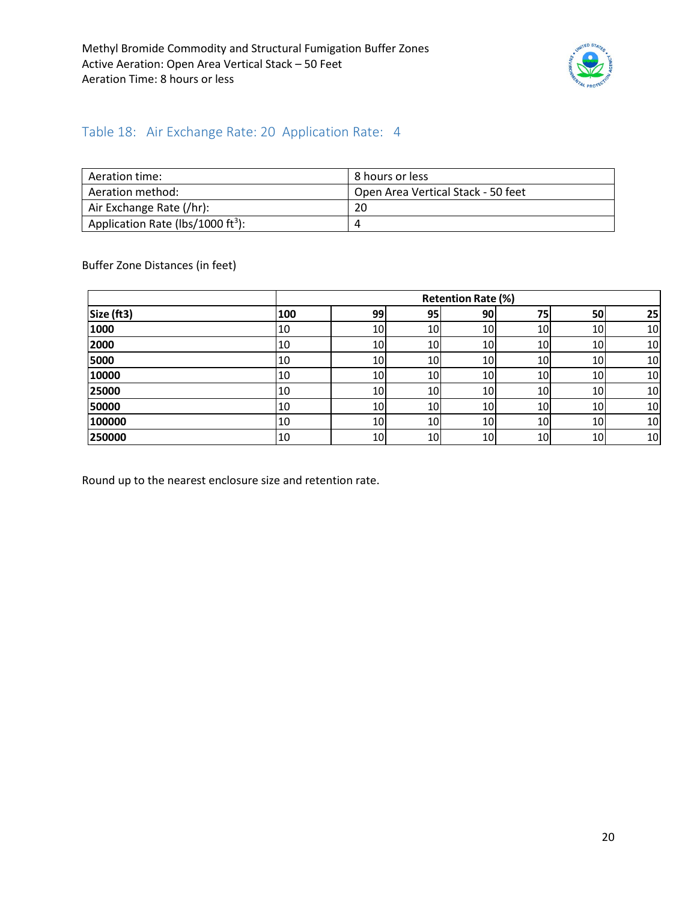## Table 18: Air Exchange Rate: 20 Application Rate: 4

| Aeration time: | 8 hours or less |
|---|---|
| Aeration method: | Open Area Vertical Stack - 50 feet |
| Air Exchange Rate (/hr): | 20 |
| Application Rate (lbs/1000 ft$^3$): | 4 |

Buffer Zone Distances (in feet)

| | Retention Rate (%) | | | | | | |
|---|---|---|---|---|---|---|---|
| **Size (ft3)** | **100** | **99** | **95** | **90** | **75** | **50** | **25** |
| **1000** | 10 | 10 | 10 | 10 | 10 | 10 | 10 |
| **2000** | 10 | 10 | 10 | 10 | 10 | 10 | 10 |
| **5000** | 10 | 10 | 10 | 10 | 10 | 10 | 10 |
| **10000** | 10 | 10 | 10 | 10 | 10 | 10 | 10 |
| **25000** | 10 | 10 | 10 | 10 | 10 | 10 | 10 |
| **50000** | 10 | 10 | 10 | 10 | 10 | 10 | 10 |
| **100000** | 10 | 10 | 10 | 10 | 10 | 10 | 10 |
| **250000** | 10 | 10 | 10 | 10 | 10 | 10 | 10 |

Round up to the nearest enclosure size and retention rate.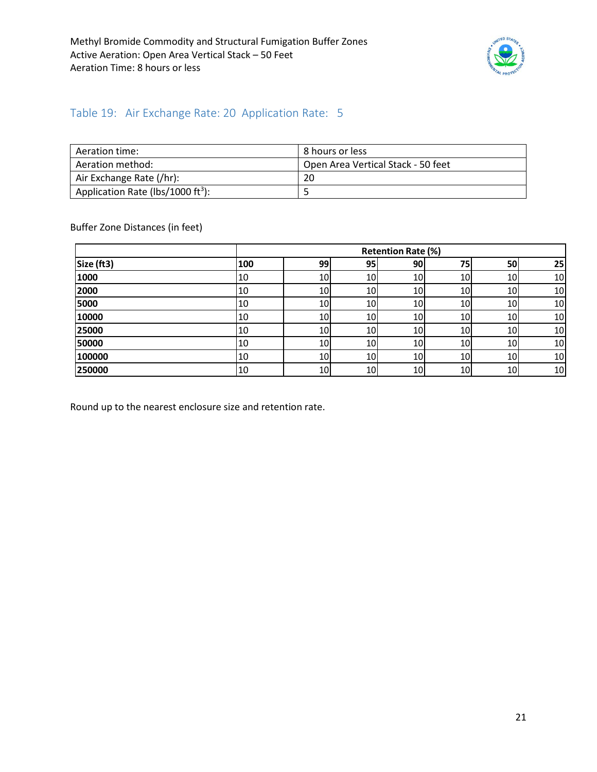## Table 19: Air Exchange Rate: 20 Application Rate: 5

| Aeration time: | 8 hours or less |
| --- | --- |
| Aeration method: | Open Area Vertical Stack - 50 feet |
| Air Exchange Rate (/hr): | 20 |
| Application Rate (lbs/1000 ft$^3$): | 5 |

Buffer Zone Distances (in feet)

| | Retention Rate (%) | | | | | | |
| --- | --- | --- | --- | --- | --- | --- | --- |
| **Size (ft3)** | **100** | **99** | **95** | **90** | **75** | **50** | **25** |
| **1000** | 10 | 10 | 10 | 10 | 10 | 10 | 10 |
| **2000** | 10 | 10 | 10 | 10 | 10 | 10 | 10 |
| **5000** | 10 | 10 | 10 | 10 | 10 | 10 | 10 |
| **10000** | 10 | 10 | 10 | 10 | 10 | 10 | 10 |
| **25000** | 10 | 10 | 10 | 10 | 10 | 10 | 10 |
| **50000** | 10 | 10 | 10 | 10 | 10 | 10 | 10 |
| **100000** | 10 | 10 | 10 | 10 | 10 | 10 | 10 |
| **250000** | 10 | 10 | 10 | 10 | 10 | 10 | 10 |

Round up to the nearest enclosure size and retention rate.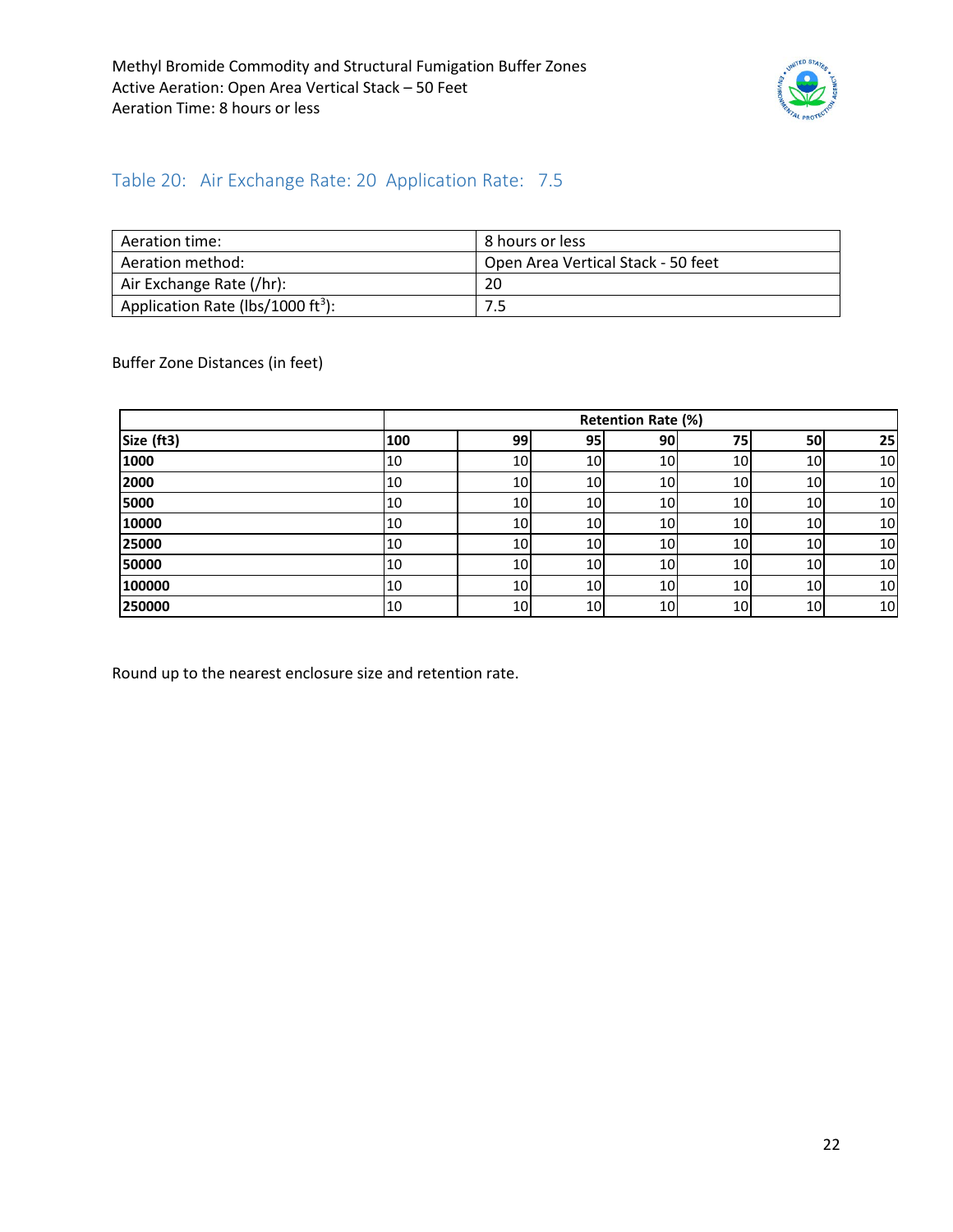### Table 20: Air Exchange Rate: 20 Application Rate: 7.5

| | |
|---|---|
| Aeration time: | 8 hours or less |
| Aeration method: | Open Area Vertical Stack - 50 feet |
| Air Exchange Rate (/hr): | 20 |
| Application Rate (lbs/1000 $ft^3$): | 7.5 |

Buffer Zone Distances (in feet)

| | Retention Rate (%) | | | | | | |
|---|---|---|---|---|---|---|---|
| **Size (ft3)** | **100** | **99** | **95** | **90** | **75** | **50** | **25** |
| **1000** | 10 | 10 | 10 | 10 | 10 | 10 | 10 |
| **2000** | 10 | 10 | 10 | 10 | 10 | 10 | 10 |
| **5000** | 10 | 10 | 10 | 10 | 10 | 10 | 10 |
| **10000** | 10 | 10 | 10 | 10 | 10 | 10 | 10 |
| **25000** | 10 | 10 | 10 | 10 | 10 | 10 | 10 |
| **50000** | 10 | 10 | 10 | 10 | 10 | 10 | 10 |
| **100000** | 10 | 10 | 10 | 10 | 10 | 10 | 10 |
| **250000** | 10 | 10 | 10 | 10 | 10 | 10 | 10 |

Round up to the nearest enclosure size and retention rate.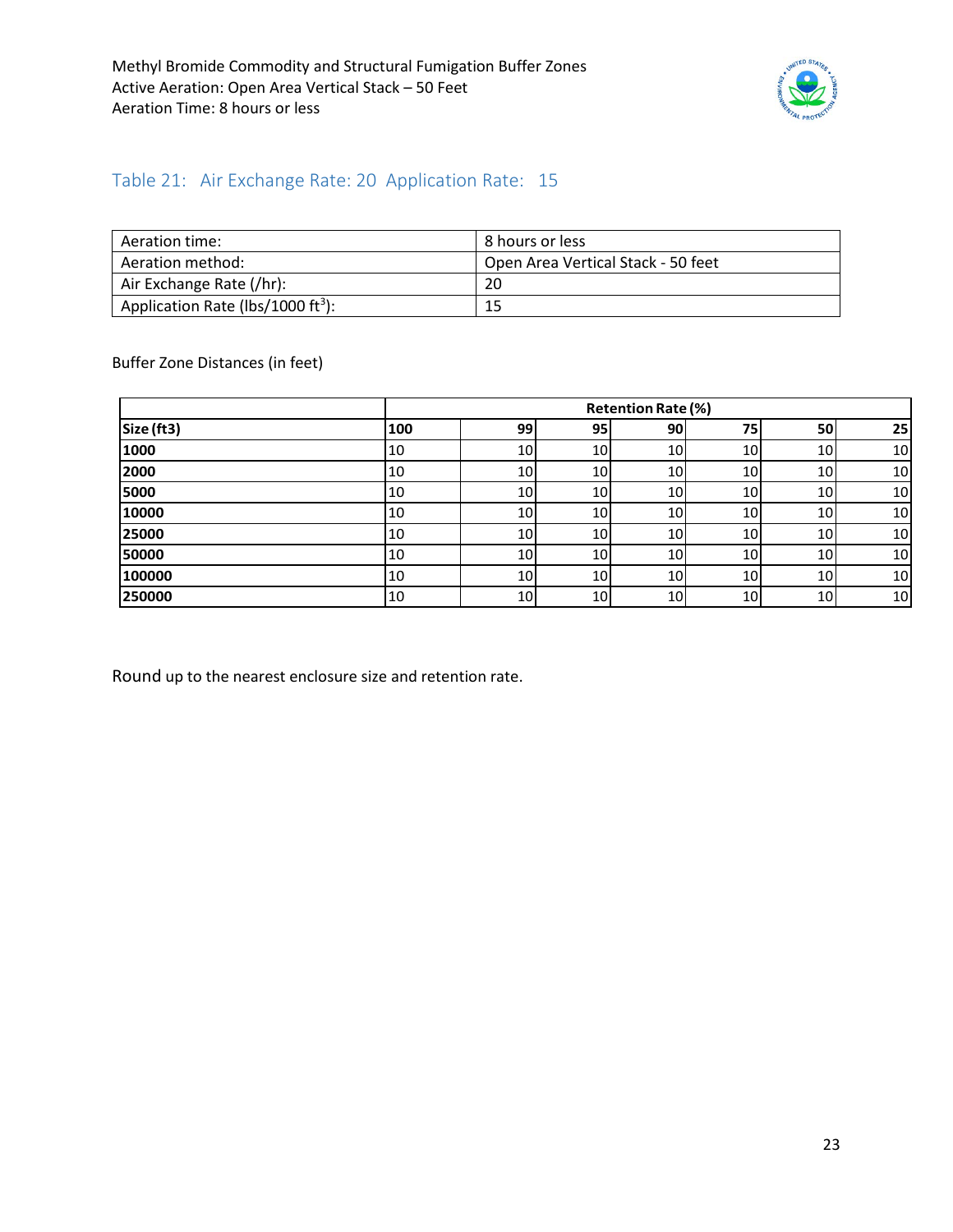## Table 21: Air Exchange Rate: 20 Application Rate: 15

| Aeration time: | 8 hours or less |
|---|---|
| Aeration method: | Open Area Vertical Stack - 50 feet |
| Air Exchange Rate (/hr): | 20 |
| Application Rate (lbs/1000 $ft^3$): | 15 |

Buffer Zone Distances (in feet)

| | **Retention Rate (%)** | | | | | | |
|---|---|---|---|---|---|---|---|
| **Size (ft3)** | **100** | **99** | **95** | **90** | **75** | **50** | **25** |
| **1000** | 10 | 10 | 10 | 10 | 10 | 10 | 10 |
| **2000** | 10 | 10 | 10 | 10 | 10 | 10 | 10 |
| **5000** | 10 | 10 | 10 | 10 | 10 | 10 | 10 |
| **10000** | 10 | 10 | 10 | 10 | 10 | 10 | 10 |
| **25000** | 10 | 10 | 10 | 10 | 10 | 10 | 10 |
| **50000** | 10 | 10 | 10 | 10 | 10 | 10 | 10 |
| **100000** | 10 | 10 | 10 | 10 | 10 | 10 | 10 |
| **250000** | 10 | 10 | 10 | 10 | 10 | 10 | 10 |

Round up to the nearest enclosure size and retention rate.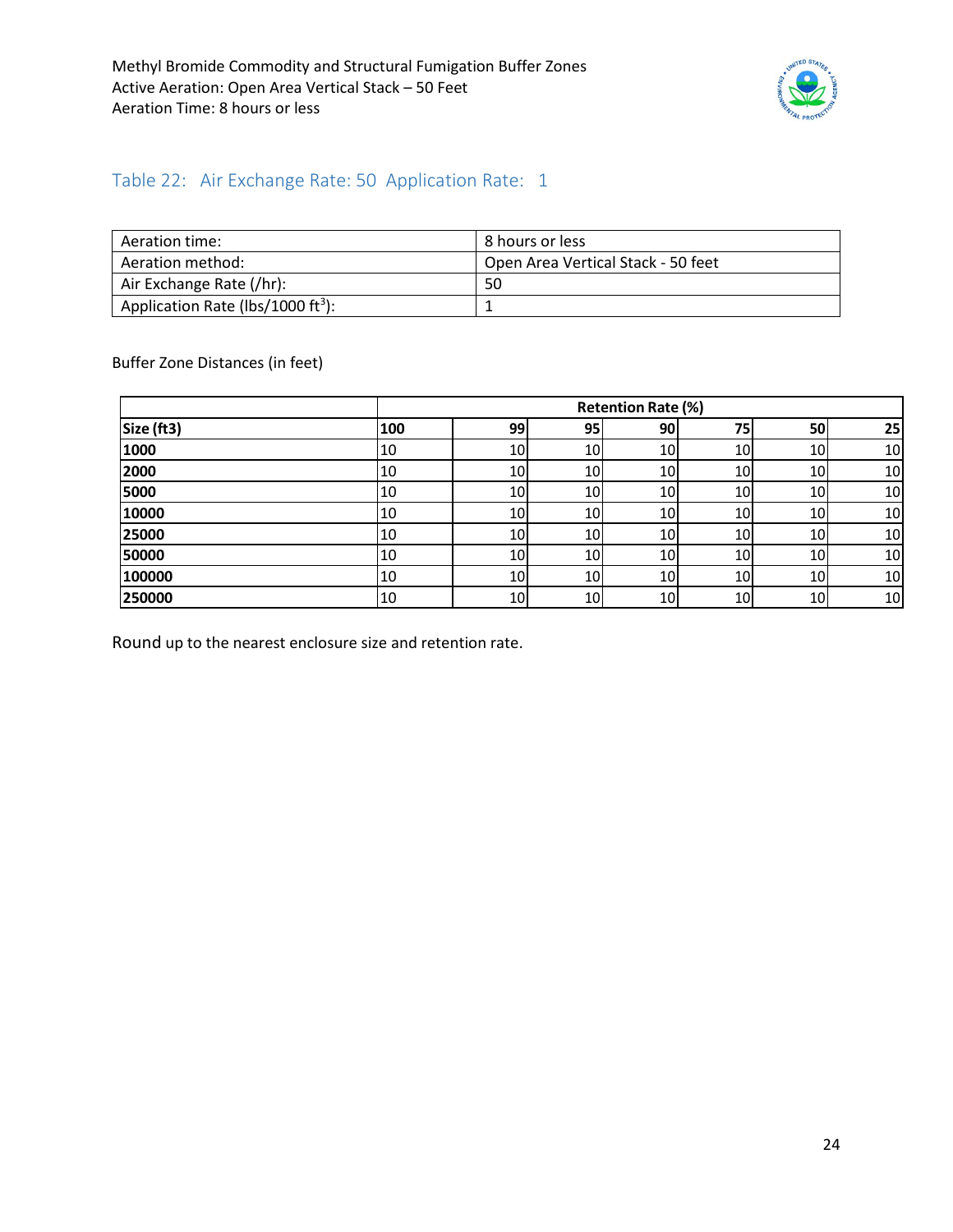Methyl Bromide Commodity and Structural Fumigation Buffer Zones
Active Aeration: Open Area Vertical Stack – 50 Feet
Aeration Time: 8 hours or less

## Table 22: Air Exchange Rate: 50 Application Rate: 1

| Aeration time: | 8 hours or less |
|---|---|
| Aeration method: | Open Area Vertical Stack - 50 feet |
| Air Exchange Rate (/hr): | 50 |
| Application Rate (lbs/1000 $ft^3$): | 1 |

Buffer Zone Distances (in feet)

| | Retention Rate (%) | | | | | | |
|---|---|---|---|---|---|---|---|
| **Size (ft3)** | **100** | **99** | **95** | **90** | **75** | **50** | **25** |
| **1000** | 10 | 10 | 10 | 10 | 10 | 10 | 10 |
| **2000** | 10 | 10 | 10 | 10 | 10 | 10 | 10 |
| **5000** | 10 | 10 | 10 | 10 | 10 | 10 | 10 |
| **10000** | 10 | 10 | 10 | 10 | 10 | 10 | 10 |
| **25000** | 10 | 10 | 10 | 10 | 10 | 10 | 10 |
| **50000** | 10 | 10 | 10 | 10 | 10 | 10 | 10 |
| **100000** | 10 | 10 | 10 | 10 | 10 | 10 | 10 |
| **250000** | 10 | 10 | 10 | 10 | 10 | 10 | 10 |

Round up to the nearest enclosure size and retention rate.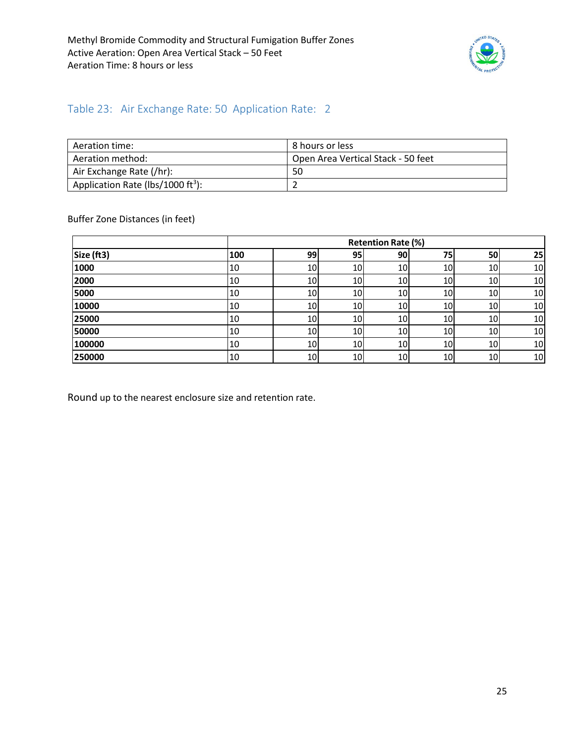## Table 23: Air Exchange Rate: 50 Application Rate: 2

| Aeration time: | 8 hours or less |
|---|---|
| Aeration method: | Open Area Vertical Stack - 50 feet |
| Air Exchange Rate (/hr): | 50 |
| Application Rate (lbs/1000 $ft^3$): | 2 |

Buffer Zone Distances (in feet)

| | Retention Rate (%) | | | | | | |
|---|---|---|---|---|---|---|---|
| **Size (ft3)** | **100** | **99** | **95** | **90** | **75** | **50** | **25** |
| **1000** | 10 | 10 | 10 | 10 | 10 | 10 | 10 |
| **2000** | 10 | 10 | 10 | 10 | 10 | 10 | 10 |
| **5000** | 10 | 10 | 10 | 10 | 10 | 10 | 10 |
| **10000** | 10 | 10 | 10 | 10 | 10 | 10 | 10 |
| **25000** | 10 | 10 | 10 | 10 | 10 | 10 | 10 |
| **50000** | 10 | 10 | 10 | 10 | 10 | 10 | 10 |
| **100000** | 10 | 10 | 10 | 10 | 10 | 10 | 10 |
| **250000** | 10 | 10 | 10 | 10 | 10 | 10 | 10 |

Round up to the nearest enclosure size and retention rate.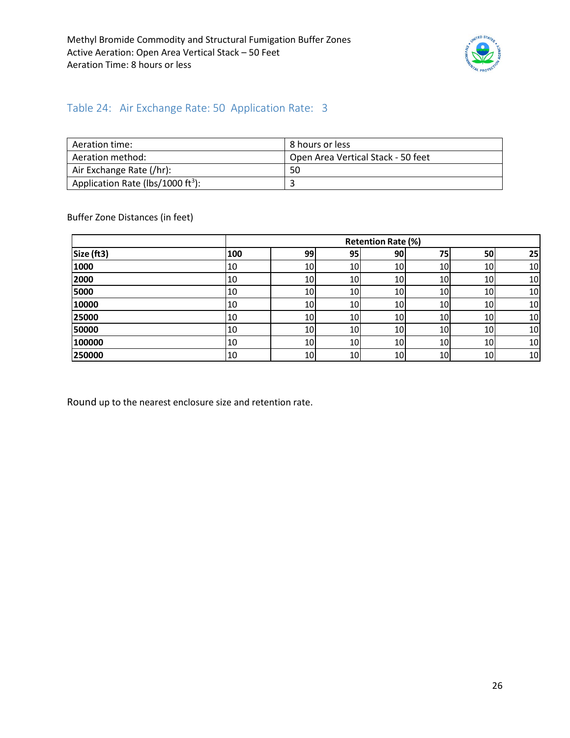## Table 24: Air Exchange Rate: 50 Application Rate: 3

| Aeration time: | 8 hours or less |
|---|---|
| Aeration method: | Open Area Vertical Stack - 50 feet |
| Air Exchange Rate (/hr): | 50 |
| Application Rate (lbs/1000 ft$^3$): | 3 |

Buffer Zone Distances (in feet)

| | Retention Rate (%) | | | | | | |
|---|---|---|---|---|---|---|---|
| **Size (ft3)** | **100** | **99** | **95** | **90** | **75** | **50** | **25** |
| **1000** | 10 | 10 | 10 | 10 | 10 | 10 | 10 |
| **2000** | 10 | 10 | 10 | 10 | 10 | 10 | 10 |
| **5000** | 10 | 10 | 10 | 10 | 10 | 10 | 10 |
| **10000** | 10 | 10 | 10 | 10 | 10 | 10 | 10 |
| **25000** | 10 | 10 | 10 | 10 | 10 | 10 | 10 |
| **50000** | 10 | 10 | 10 | 10 | 10 | 10 | 10 |
| **100000** | 10 | 10 | 10 | 10 | 10 | 10 | 10 |
| **250000** | 10 | 10 | 10 | 10 | 10 | 10 | 10 |

Round up to the nearest enclosure size and retention rate.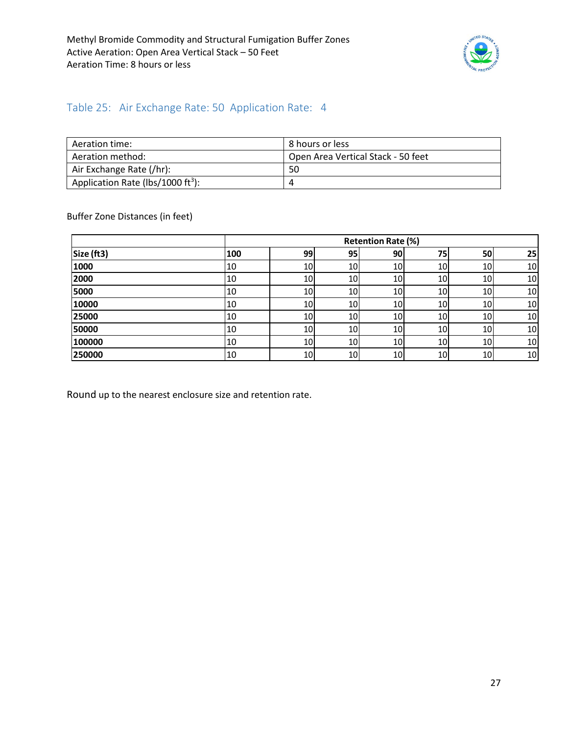## Table 25: Air Exchange Rate: 50 Application Rate: 4

| | |
|---|---|
| Aeration time: | 8 hours or less |
| Aeration method: | Open Area Vertical Stack - 50 feet |
| Air Exchange Rate (/hr): | 50 |
| Application Rate (lbs/1000 $ft^3$): | 4 |

Buffer Zone Distances (in feet)

| | Retention Rate (%) | | | | | | |
|---|---|---|---|---|---|---|---|
| **Size (ft3)** | **100** | **99** | **95** | **90** | **75** | **50** | **25** |
| **1000** | 10 | 10 | 10 | 10 | 10 | 10 | 10 |
| **2000** | 10 | 10 | 10 | 10 | 10 | 10 | 10 |
| **5000** | 10 | 10 | 10 | 10 | 10 | 10 | 10 |
| **10000** | 10 | 10 | 10 | 10 | 10 | 10 | 10 |
| **25000** | 10 | 10 | 10 | 10 | 10 | 10 | 10 |
| **50000** | 10 | 10 | 10 | 10 | 10 | 10 | 10 |
| **100000** | 10 | 10 | 10 | 10 | 10 | 10 | 10 |
| **250000** | 10 | 10 | 10 | 10 | 10 | 10 | 10 |

Round up to the nearest enclosure size and retention rate.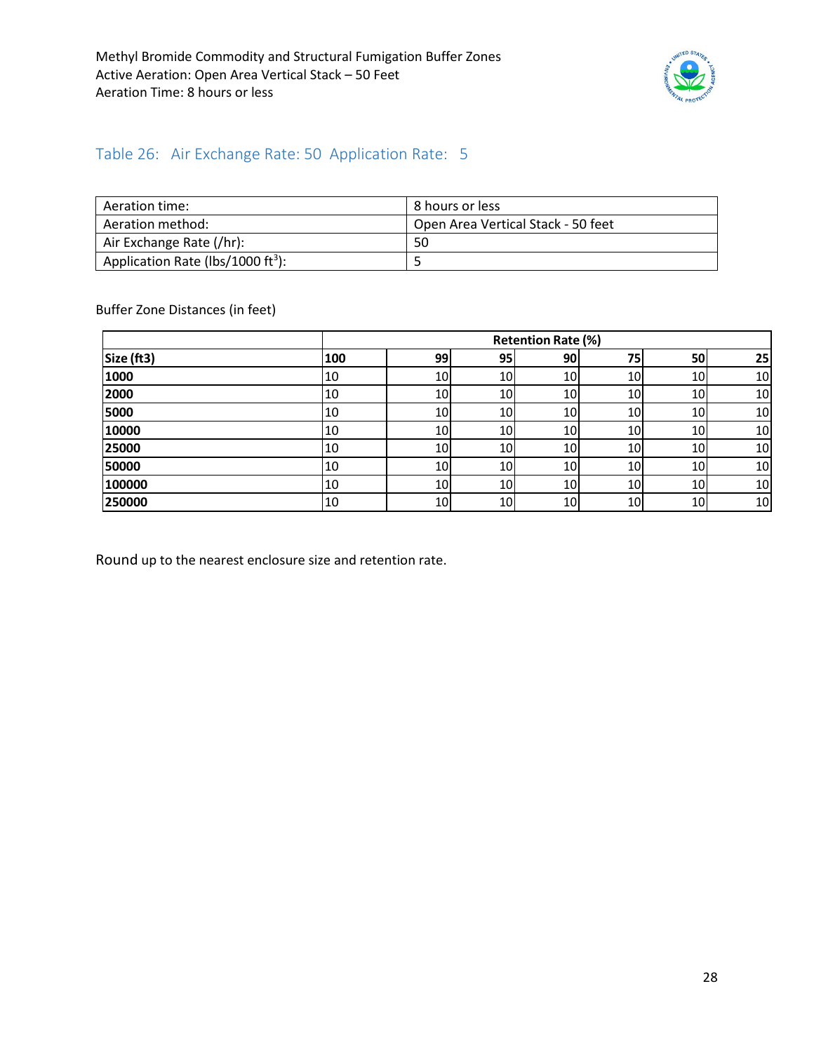## Table 26: Air Exchange Rate: 50 Application Rate: 5

| Aeration time: | 8 hours or less |
| --- | --- |
| Aeration method: | Open Area Vertical Stack - 50 feet |
| Air Exchange Rate (/hr): | 50 |
| Application Rate (lbs/1000 $ft^3$): | 5 |

Buffer Zone Distances (in feet)

| | Retention Rate (%) | | | | | | |
| --- | --- | --- | --- | --- | --- | --- | --- |
| **Size (ft3)** | **100** | **99** | **95** | **90** | **75** | **50** | **25** |
| **1000** | 10 | 10 | 10 | 10 | 10 | 10 | 10 |
| **2000** | 10 | 10 | 10 | 10 | 10 | 10 | 10 |
| **5000** | 10 | 10 | 10 | 10 | 10 | 10 | 10 |
| **10000** | 10 | 10 | 10 | 10 | 10 | 10 | 10 |
| **25000** | 10 | 10 | 10 | 10 | 10 | 10 | 10 |
| **50000** | 10 | 10 | 10 | 10 | 10 | 10 | 10 |
| **100000** | 10 | 10 | 10 | 10 | 10 | 10 | 10 |
| **250000** | 10 | 10 | 10 | 10 | 10 | 10 | 10 |

Round up to the nearest enclosure size and retention rate.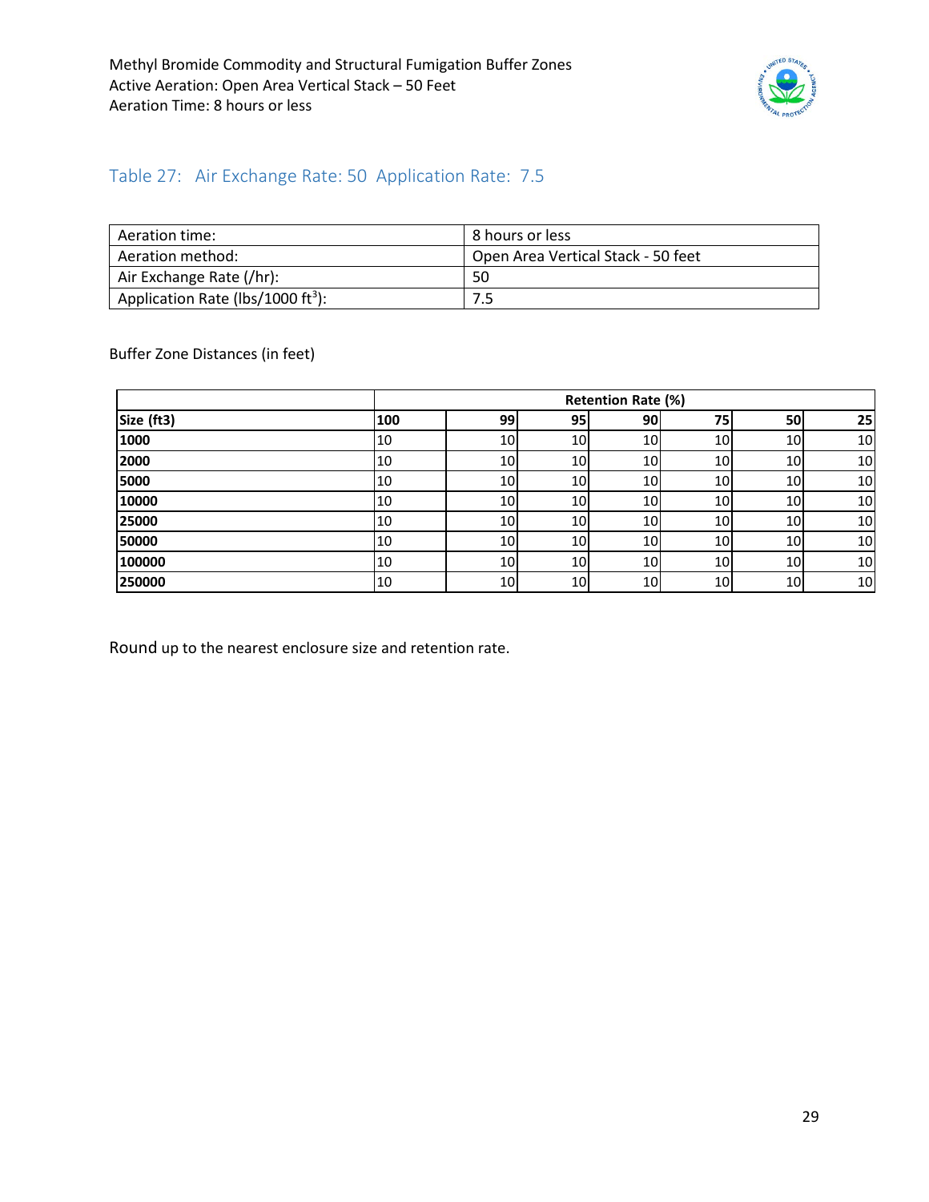## Table 27: Air Exchange Rate: 50 Application Rate: 7.5

| | |
|---|---|
| Aeration time: | 8 hours or less |
| Aeration method: | Open Area Vertical Stack - 50 feet |
| Air Exchange Rate (/hr): | 50 |
| Application Rate (lbs/1000 ft$^3$): | 7.5 |

Buffer Zone Distances (in feet)

| | Retention Rate (%) | | | | | | |
|---|---|---|---|---|---|---|---|
| **Size (ft3)** | **100** | **99** | **95** | **90** | **75** | **50** | **25** |
| **1000** | 10 | 10 | 10 | 10 | 10 | 10 | 10 |
| **2000** | 10 | 10 | 10 | 10 | 10 | 10 | 10 |
| **5000** | 10 | 10 | 10 | 10 | 10 | 10 | 10 |
| **10000** | 10 | 10 | 10 | 10 | 10 | 10 | 10 |
| **25000** | 10 | 10 | 10 | 10 | 10 | 10 | 10 |
| **50000** | 10 | 10 | 10 | 10 | 10 | 10 | 10 |
| **100000** | 10 | 10 | 10 | 10 | 10 | 10 | 10 |
| **250000** | 10 | 10 | 10 | 10 | 10 | 10 | 10 |

Round up to the nearest enclosure size and retention rate.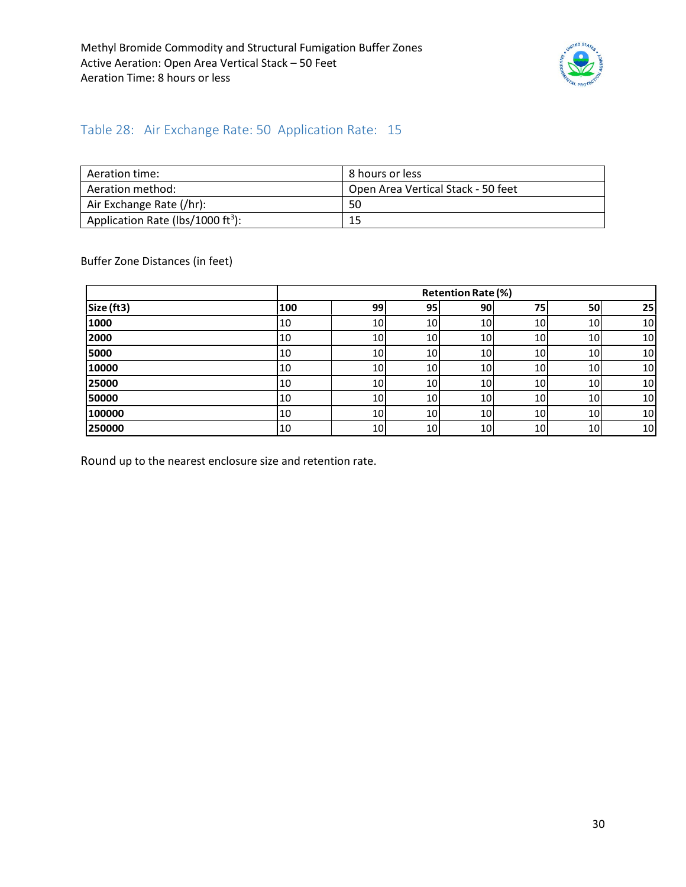## Table 28: Air Exchange Rate: 50 Application Rate: 15

| Aeration time: | 8 hours or less |
|---|---|
| Aeration method: | Open Area Vertical Stack - 50 feet |
| Air Exchange Rate (/hr): | 50 |
| Application Rate (lbs/1000 ft$^3$): | 15 |

Buffer Zone Distances (in feet)

| | Retention Rate (%) | | | | | | |
|---|---|---|---|---|---|---|---|
| **Size (ft3)** | **100** | **99** | **95** | **90** | **75** | **50** | **25** |
| **1000** | 10 | 10 | 10 | 10 | 10 | 10 | 10 |
| **2000** | 10 | 10 | 10 | 10 | 10 | 10 | 10 |
| **5000** | 10 | 10 | 10 | 10 | 10 | 10 | 10 |
| **10000** | 10 | 10 | 10 | 10 | 10 | 10 | 10 |
| **25000** | 10 | 10 | 10 | 10 | 10 | 10 | 10 |
| **50000** | 10 | 10 | 10 | 10 | 10 | 10 | 10 |
| **100000** | 10 | 10 | 10 | 10 | 10 | 10 | 10 |
| **250000** | 10 | 10 | 10 | 10 | 10 | 10 | 10 |

Round up to the nearest enclosure size and retention rate.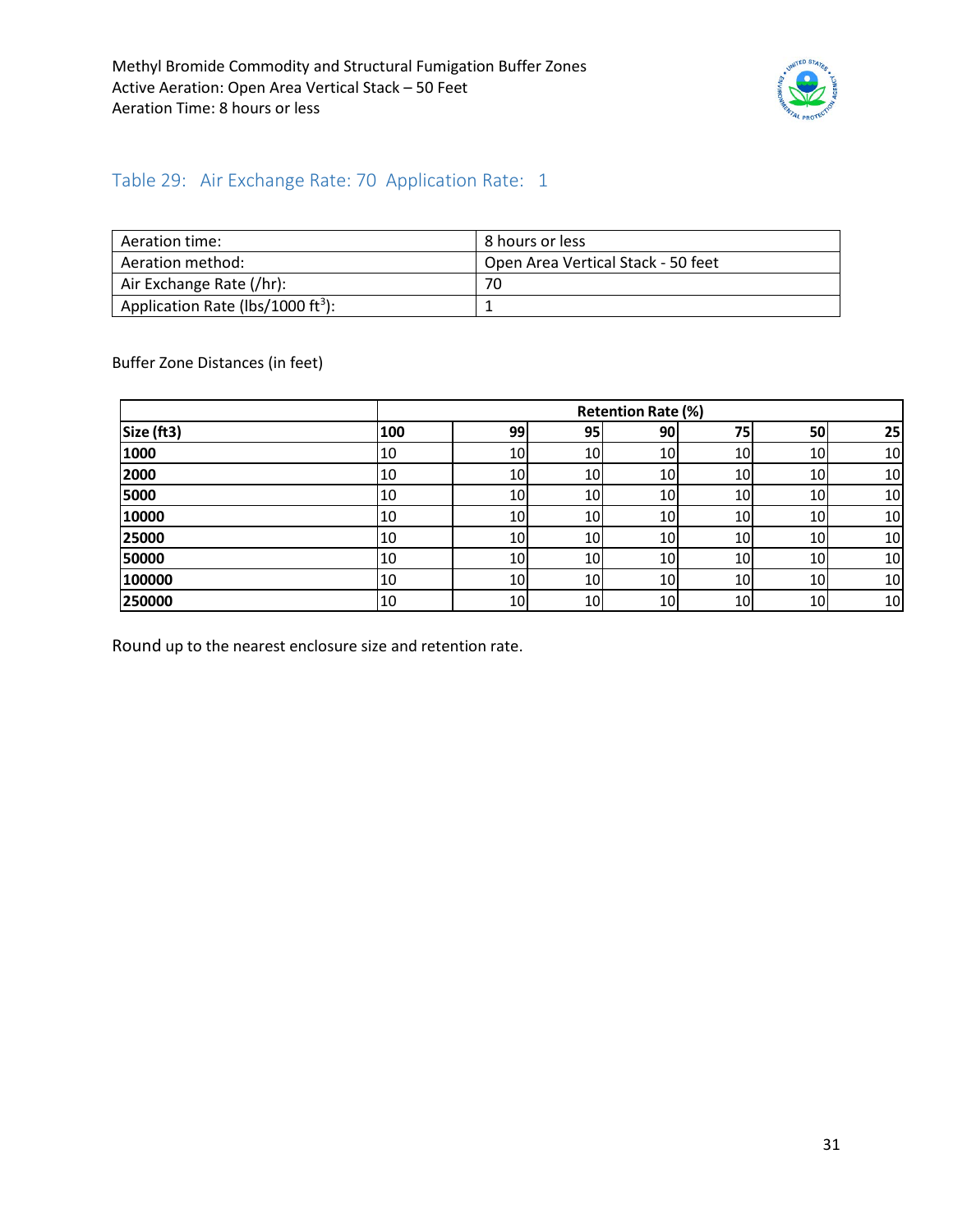## Table 29: Air Exchange Rate: 70 Application Rate: 1

| Aeration time: | 8 hours or less |
|---|---|
| Aeration method: | Open Area Vertical Stack - 50 feet |
| Air Exchange Rate (/hr): | 70 |
| Application Rate (lbs/1000 $ft^3$): | 1 |

Buffer Zone Distances (in feet)

| | Retention Rate (%) | | | | | | |
|---|---|---|---|---|---|---|---|
| **Size (ft3)** | **100** | **99** | **95** | **90** | **75** | **50** | **25** |
| **1000** | 10 | 10 | 10 | 10 | 10 | 10 | 10 |
| **2000** | 10 | 10 | 10 | 10 | 10 | 10 | 10 |
| **5000** | 10 | 10 | 10 | 10 | 10 | 10 | 10 |
| **10000** | 10 | 10 | 10 | 10 | 10 | 10 | 10 |
| **25000** | 10 | 10 | 10 | 10 | 10 | 10 | 10 |
| **50000** | 10 | 10 | 10 | 10 | 10 | 10 | 10 |
| **100000** | 10 | 10 | 10 | 10 | 10 | 10 | 10 |
| **250000** | 10 | 10 | 10 | 10 | 10 | 10 | 10 |

Round up to the nearest enclosure size and retention rate.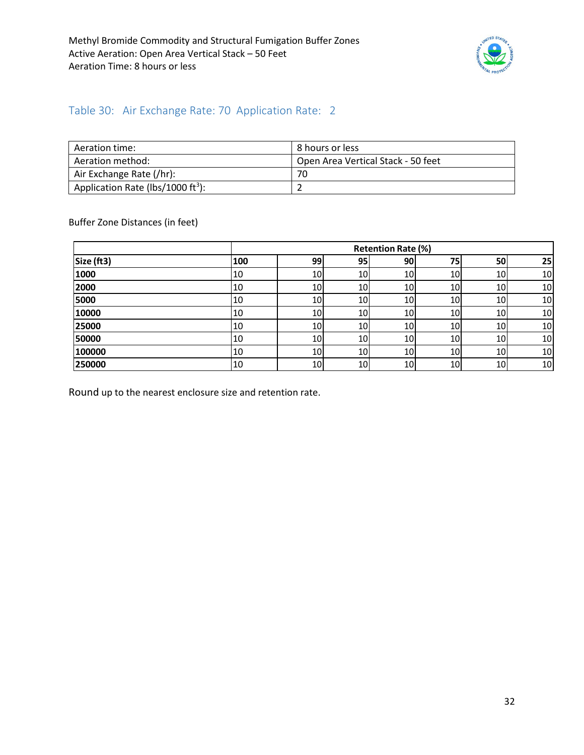## Table 30: Air Exchange Rate: 70 Application Rate: 2

| | |
|---|---|
| Aeration time: | 8 hours or less |
| Aeration method: | Open Area Vertical Stack - 50 feet |
| Air Exchange Rate (/hr): | 70 |
| Application Rate (lbs/1000 $ft^3$): | 2 |

Buffer Zone Distances (in feet)

| | Retention Rate (%) | | | | | | |
|---|---|---|---|---|---|---|---|
| **Size (ft3)** | **100** | **99** | **95** | **90** | **75** | **50** | **25** |
| **1000** | 10 | 10 | 10 | 10 | 10 | 10 | 10 |
| **2000** | 10 | 10 | 10 | 10 | 10 | 10 | 10 |
| **5000** | 10 | 10 | 10 | 10 | 10 | 10 | 10 |
| **10000** | 10 | 10 | 10 | 10 | 10 | 10 | 10 |
| **25000** | 10 | 10 | 10 | 10 | 10 | 10 | 10 |
| **50000** | 10 | 10 | 10 | 10 | 10 | 10 | 10 |
| **100000** | 10 | 10 | 10 | 10 | 10 | 10 | 10 |
| **250000** | 10 | 10 | 10 | 10 | 10 | 10 | 10 |

Round up to the nearest enclosure size and retention rate.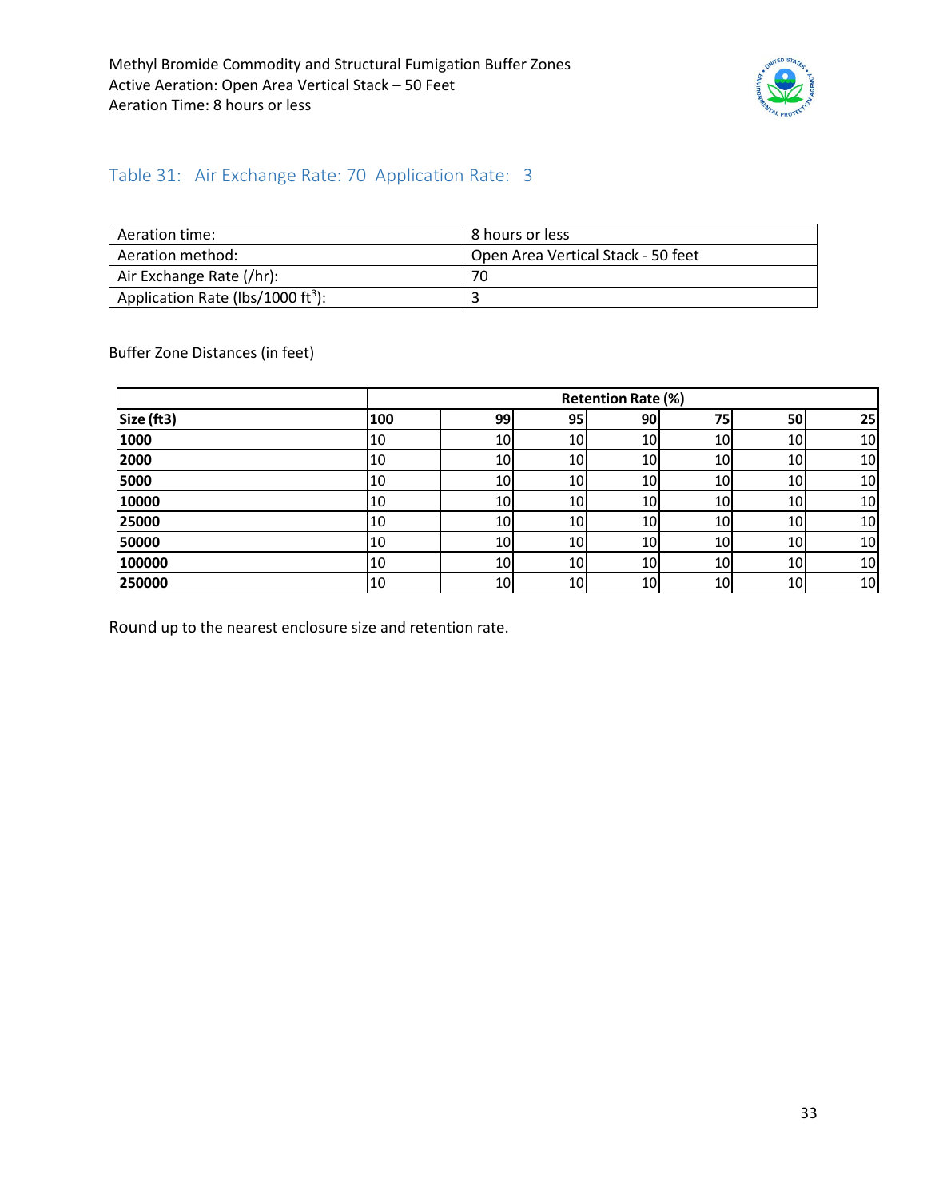## Table 31: Air Exchange Rate: 70 Application Rate: 3

| | |
|---|---|
| Aeration time: | 8 hours or less |
| Aeration method: | Open Area Vertical Stack - 50 feet |
| Air Exchange Rate (/hr): | 70 |
| Application Rate (lbs/1000 $ft^3$): | 3 |

Buffer Zone Distances (in feet)

| | Retention Rate (%) | | | | | | |
|---|---|---|---|---|---|---|---|
| **Size (ft3)** | **100** | **99** | **95** | **90** | **75** | **50** | **25** |
| **1000** | 10 | 10 | 10 | 10 | 10 | 10 | 10 |
| **2000** | 10 | 10 | 10 | 10 | 10 | 10 | 10 |
| **5000** | 10 | 10 | 10 | 10 | 10 | 10 | 10 |
| **10000** | 10 | 10 | 10 | 10 | 10 | 10 | 10 |
| **25000** | 10 | 10 | 10 | 10 | 10 | 10 | 10 |
| **50000** | 10 | 10 | 10 | 10 | 10 | 10 | 10 |
| **100000** | 10 | 10 | 10 | 10 | 10 | 10 | 10 |
| **250000** | 10 | 10 | 10 | 10 | 10 | 10 | 10 |

Round up to the nearest enclosure size and retention rate.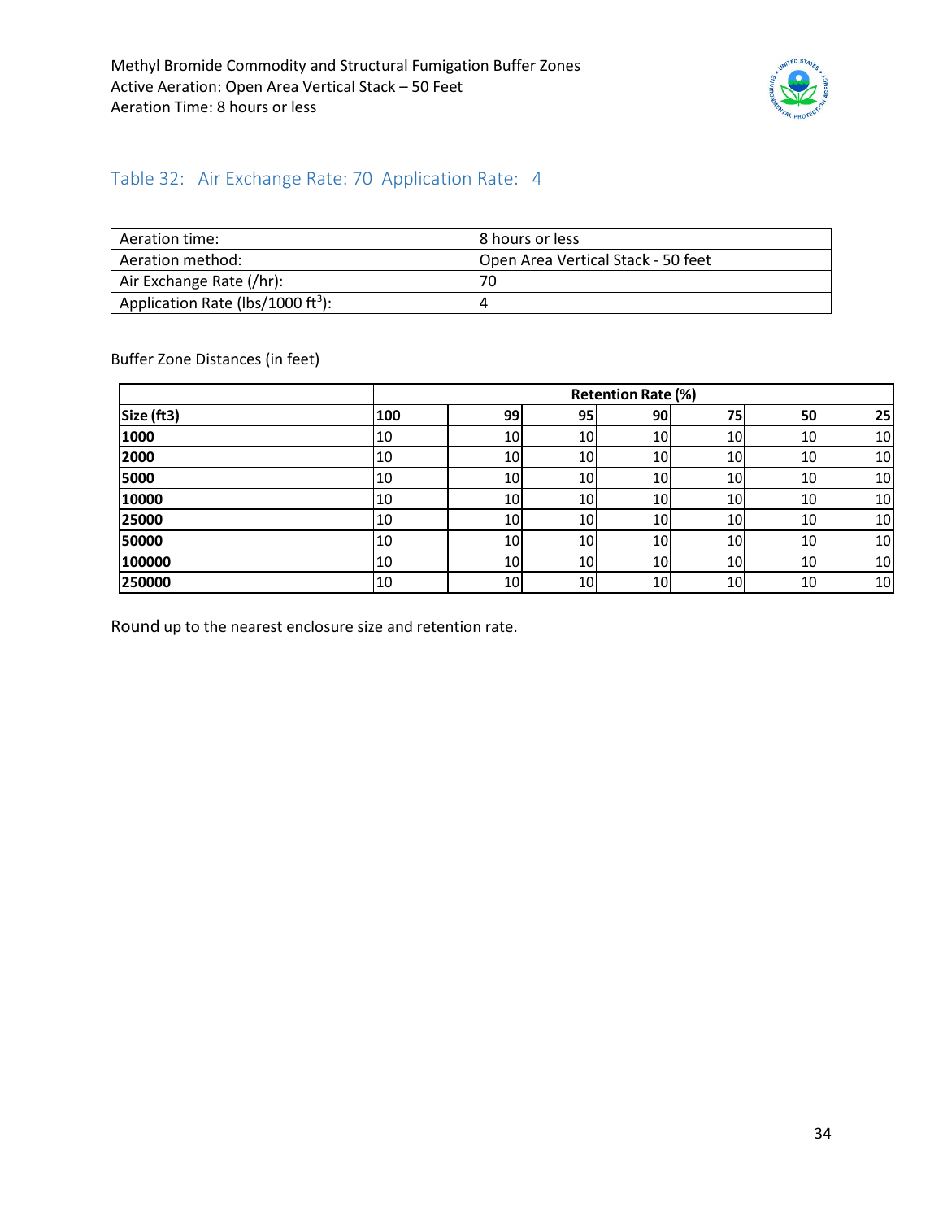## Table 32: Air Exchange Rate: 70 Application Rate: 4

| Aeration time: | 8 hours or less |
|---|---|
| Aeration method: | Open Area Vertical Stack - 50 feet |
| Air Exchange Rate (/hr): | 70 |
| Application Rate (lbs/1000 ft$^3$): | 4 |

Buffer Zone Distances (in feet)

| | Retention Rate (%) | | | | | | |
|---|---|---|---|---|---|---|---|
| **Size (ft3)** | **100** | **99** | **95** | **90** | **75** | **50** | **25** |
| **1000** | 10 | 10 | 10 | 10 | 10 | 10 | 10 |
| **2000** | 10 | 10 | 10 | 10 | 10 | 10 | 10 |
| **5000** | 10 | 10 | 10 | 10 | 10 | 10 | 10 |
| **10000** | 10 | 10 | 10 | 10 | 10 | 10 | 10 |
| **25000** | 10 | 10 | 10 | 10 | 10 | 10 | 10 |
| **50000** | 10 | 10 | 10 | 10 | 10 | 10 | 10 |
| **100000** | 10 | 10 | 10 | 10 | 10 | 10 | 10 |
| **250000** | 10 | 10 | 10 | 10 | 10 | 10 | 10 |

Round up to the nearest enclosure size and retention rate.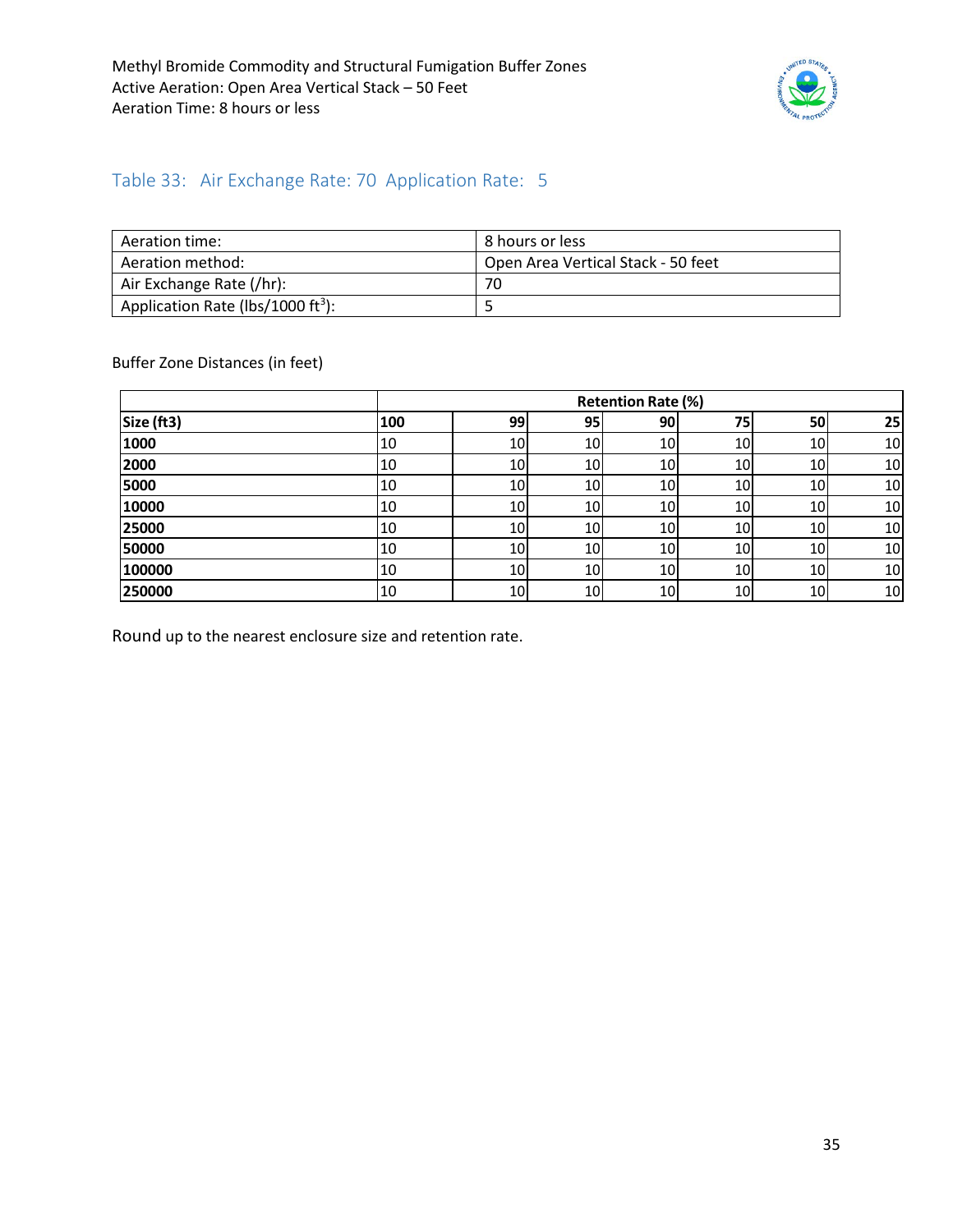## Table 33: Air Exchange Rate: 70 Application Rate: 5

| Aeration time: | 8 hours or less |
|---|---|
| Aeration method: | Open Area Vertical Stack - 50 feet |
| Air Exchange Rate (/hr): | 70 |
| Application Rate (lbs/1000 $ft^3$): | 5 |

Buffer Zone Distances (in feet)

| | Retention Rate (%) | | | | | | |
|---|---|---|---|---|---|---|---|
| **Size (ft3)** | **100** | **99** | **95** | **90** | **75** | **50** | **25** |
| **1000** | 10 | 10 | 10 | 10 | 10 | 10 | 10 |
| **2000** | 10 | 10 | 10 | 10 | 10 | 10 | 10 |
| **5000** | 10 | 10 | 10 | 10 | 10 | 10 | 10 |
| **10000** | 10 | 10 | 10 | 10 | 10 | 10 | 10 |
| **25000** | 10 | 10 | 10 | 10 | 10 | 10 | 10 |
| **50000** | 10 | 10 | 10 | 10 | 10 | 10 | 10 |
| **100000** | 10 | 10 | 10 | 10 | 10 | 10 | 10 |
| **250000** | 10 | 10 | 10 | 10 | 10 | 10 | 10 |

Round up to the nearest enclosure size and retention rate.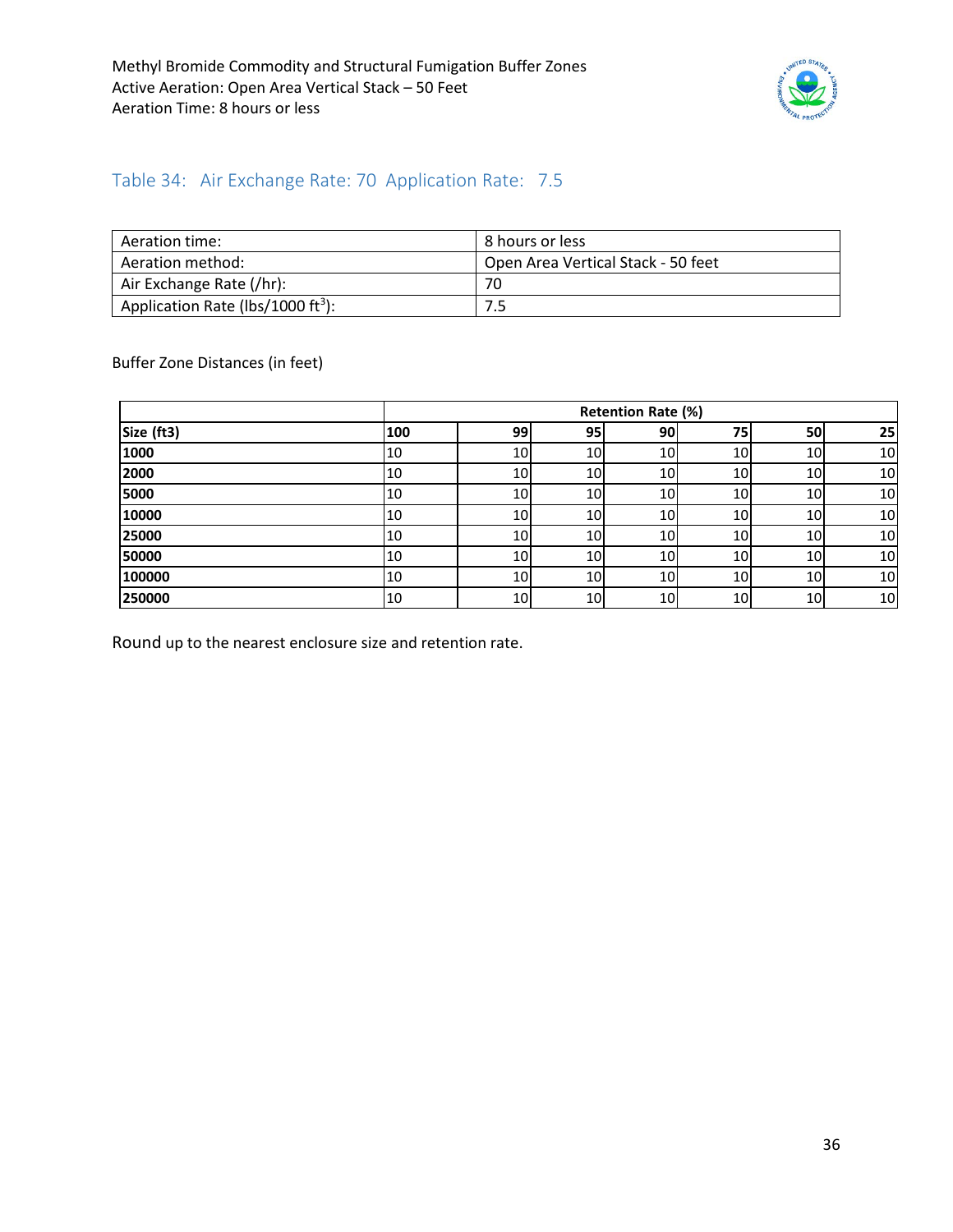## Table 34: Air Exchange Rate: 70 Application Rate: 7.5

| | |
|---|---|
| Aeration time: | 8 hours or less |
| Aeration method: | Open Area Vertical Stack - 50 feet |
| Air Exchange Rate (/hr): | 70 |
| Application Rate (lbs/1000 ft$^3$): | 7.5 |

Buffer Zone Distances (in feet)

| | Retention Rate (%) | | | | | | |
|---|---|---|---|---|---|---|---|
| **Size (ft3)** | **100** | **99** | **95** | **90** | **75** | **50** | **25** |
| **1000** | 10 | 10 | 10 | 10 | 10 | 10 | 10 |
| **2000** | 10 | 10 | 10 | 10 | 10 | 10 | 10 |
| **5000** | 10 | 10 | 10 | 10 | 10 | 10 | 10 |
| **10000** | 10 | 10 | 10 | 10 | 10 | 10 | 10 |
| **25000** | 10 | 10 | 10 | 10 | 10 | 10 | 10 |
| **50000** | 10 | 10 | 10 | 10 | 10 | 10 | 10 |
| **100000** | 10 | 10 | 10 | 10 | 10 | 10 | 10 |
| **250000** | 10 | 10 | 10 | 10 | 10 | 10 | 10 |

Round up to the nearest enclosure size and retention rate.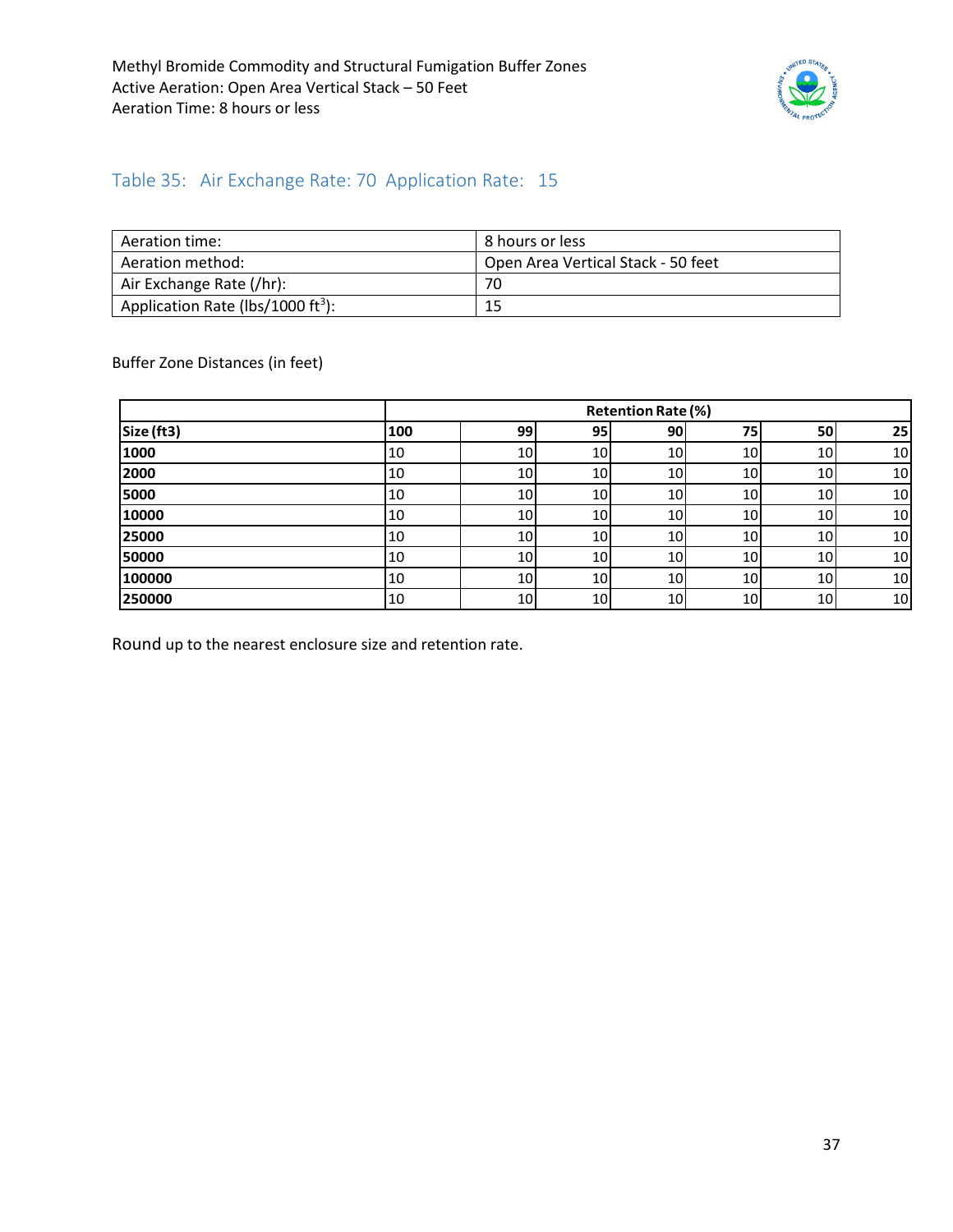## Table 35: Air Exchange Rate: 70 Application Rate: 15

| | |
|---|---|
| Aeration time: | 8 hours or less |
| Aeration method: | Open Area Vertical Stack - 50 feet |
| Air Exchange Rate (/hr): | 70 |
| Application Rate (lbs/1000 ft$^3$): | 15 |

Buffer Zone Distances (in feet)

| | Retention Rate (%) | | | | | | |
|---|---|---|---|---|---|---|---|
| **Size (ft3)** | **100** | **99** | **95** | **90** | **75** | **50** | **25** |
| **1000** | 10 | 10 | 10 | 10 | 10 | 10 | 10 |
| **2000** | 10 | 10 | 10 | 10 | 10 | 10 | 10 |
| **5000** | 10 | 10 | 10 | 10 | 10 | 10 | 10 |
| **10000** | 10 | 10 | 10 | 10 | 10 | 10 | 10 |
| **25000** | 10 | 10 | 10 | 10 | 10 | 10 | 10 |
| **50000** | 10 | 10 | 10 | 10 | 10 | 10 | 10 |
| **100000** | 10 | 10 | 10 | 10 | 10 | 10 | 10 |
| **250000** | 10 | 10 | 10 | 10 | 10 | 10 | 10 |

Round up to the nearest enclosure size and retention rate.